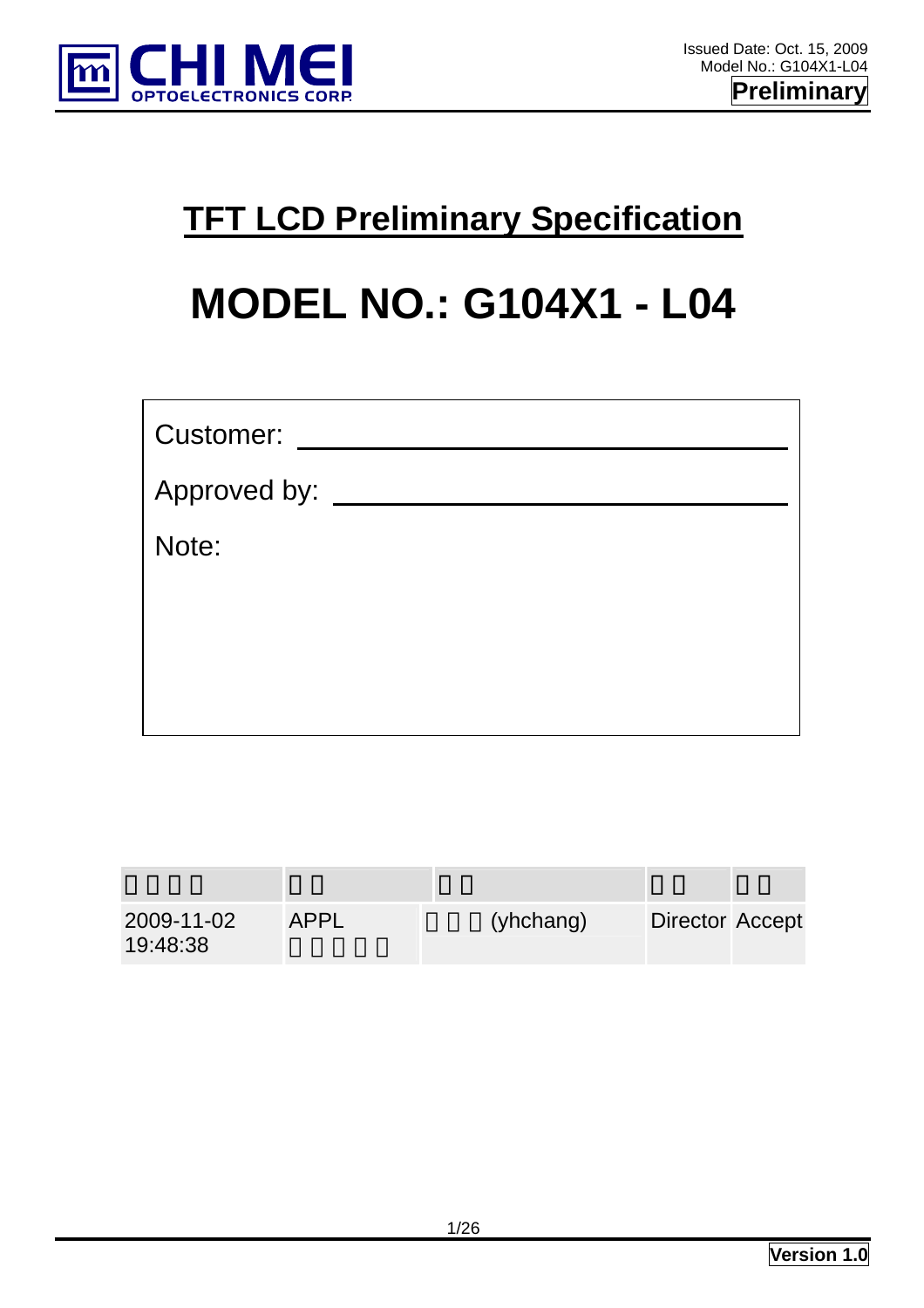CHI MEI OPTOELECTRONICS CORP.

Issued Date: Oct. 15, 2009
Model No.: G104X1-L04

**Preliminary**

# TFT LCD Preliminary Specification

# MODEL NO.: G104X1 - L04

Customer: ______________________________

Approved by: ______________________________

Note:

| □□□□ | □□ | □□ | □□ | □□ |
|---|---|---|---|---|
| 2009-11-02 19:48:38 | APPL □□□□□ | □□□(yhchang) | Director | Accept |

**Version 1.0**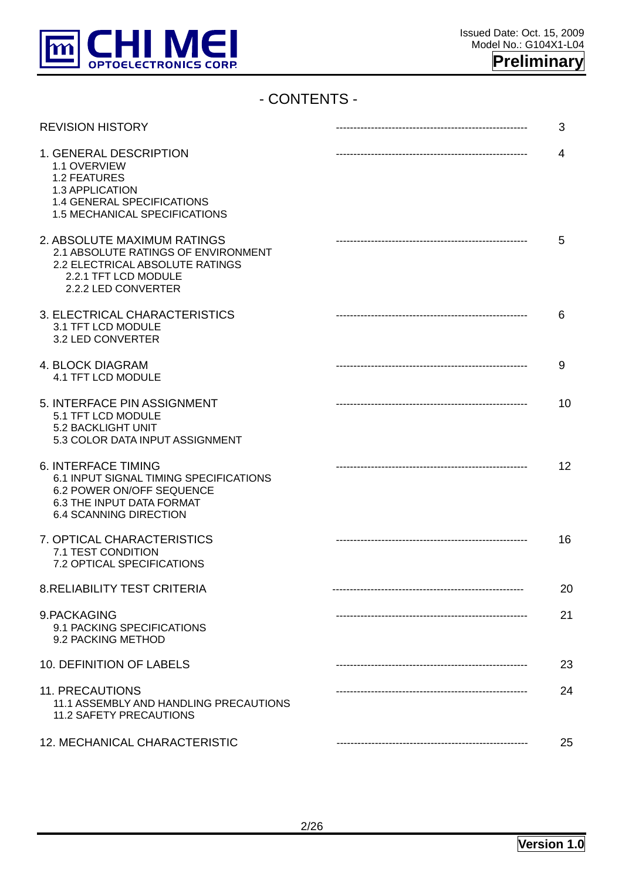# - CONTENTS -

| | | |
|---|---|---|
| REVISION HISTORY | ------------------------------------------------------- | 3 |
| 1. GENERAL DESCRIPTION<br>1.1 OVERVIEW<br>1.2 FEATURES<br>1.3 APPLICATION<br>1.4 GENERAL SPECIFICATIONS<br>1.5 MECHANICAL SPECIFICATIONS | ------------------------------------------------------- | 4 |
| 2. ABSOLUTE MAXIMUM RATINGS<br>2.1 ABSOLUTE RATINGS OF ENVIRONMENT<br>2.2 ELECTRICAL ABSOLUTE RATINGS<br>2.2.1 TFT LCD MODULE<br>2.2.2 LED CONVERTER | ------------------------------------------------------- | 5 |
| 3. ELECTRICAL CHARACTERISTICS<br>3.1 TFT LCD MODULE<br>3.2 LED CONVERTER | ------------------------------------------------------- | 6 |
| 4. BLOCK DIAGRAM<br>4.1 TFT LCD MODULE | ------------------------------------------------------- | 9 |
| 5. INTERFACE PIN ASSIGNMENT<br>5.1 TFT LCD MODULE<br>5.2 BACKLIGHT UNIT<br>5.3 COLOR DATA INPUT ASSIGNMENT | ------------------------------------------------------- | 10 |
| 6. INTERFACE TIMING<br>6.1 INPUT SIGNAL TIMING SPECIFICATIONS<br>6.2 POWER ON/OFF SEQUENCE<br>6.3 THE INPUT DATA FORMAT<br>6.4 SCANNING DIRECTION | ------------------------------------------------------- | 12 |
| 7. OPTICAL CHARACTERISTICS<br>7.1 TEST CONDITION<br>7.2 OPTICAL SPECIFICATIONS | ------------------------------------------------------- | 16 |
| 8.RELIABILITY TEST CRITERIA | ------------------------------------------------------- | 20 |
| 9.PACKAGING<br>9.1 PACKING SPECIFICATIONS<br>9.2 PACKING METHOD | ------------------------------------------------------- | 21 |
| 10. DEFINITION OF LABELS | ------------------------------------------------------- | 23 |
| 11. PRECAUTIONS<br>11.1 ASSEMBLY AND HANDLING PRECAUTIONS<br>11.2 SAFETY PRECAUTIONS | ------------------------------------------------------- | 24 |
| 12. MECHANICAL CHARACTERISTIC | ------------------------------------------------------- | 25 |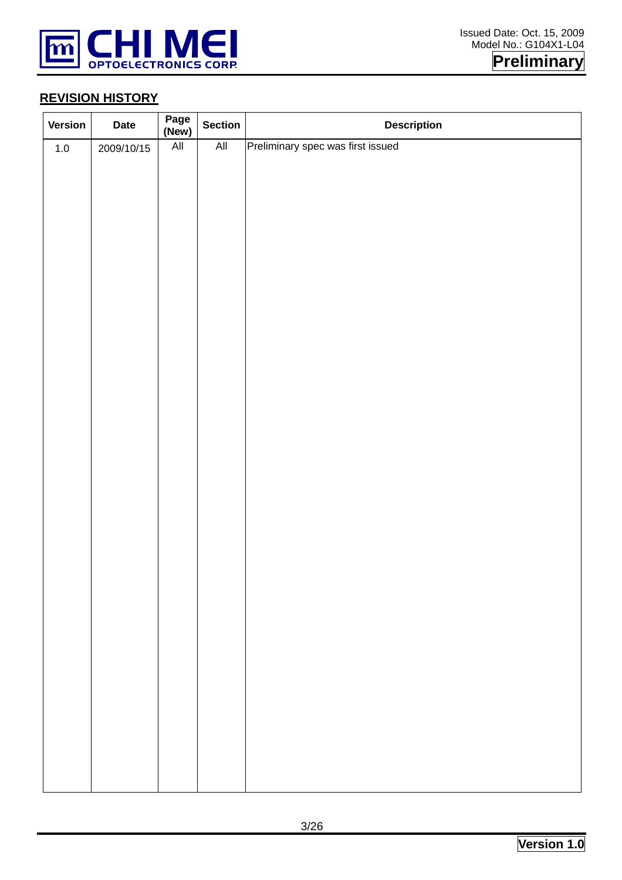## REVISION HISTORY

| Version | Date | Page (New) | Section | Description |
|---|---|---|---|---|
| 1.0 | 2009/10/15 | All | All | Preliminary spec was first issued |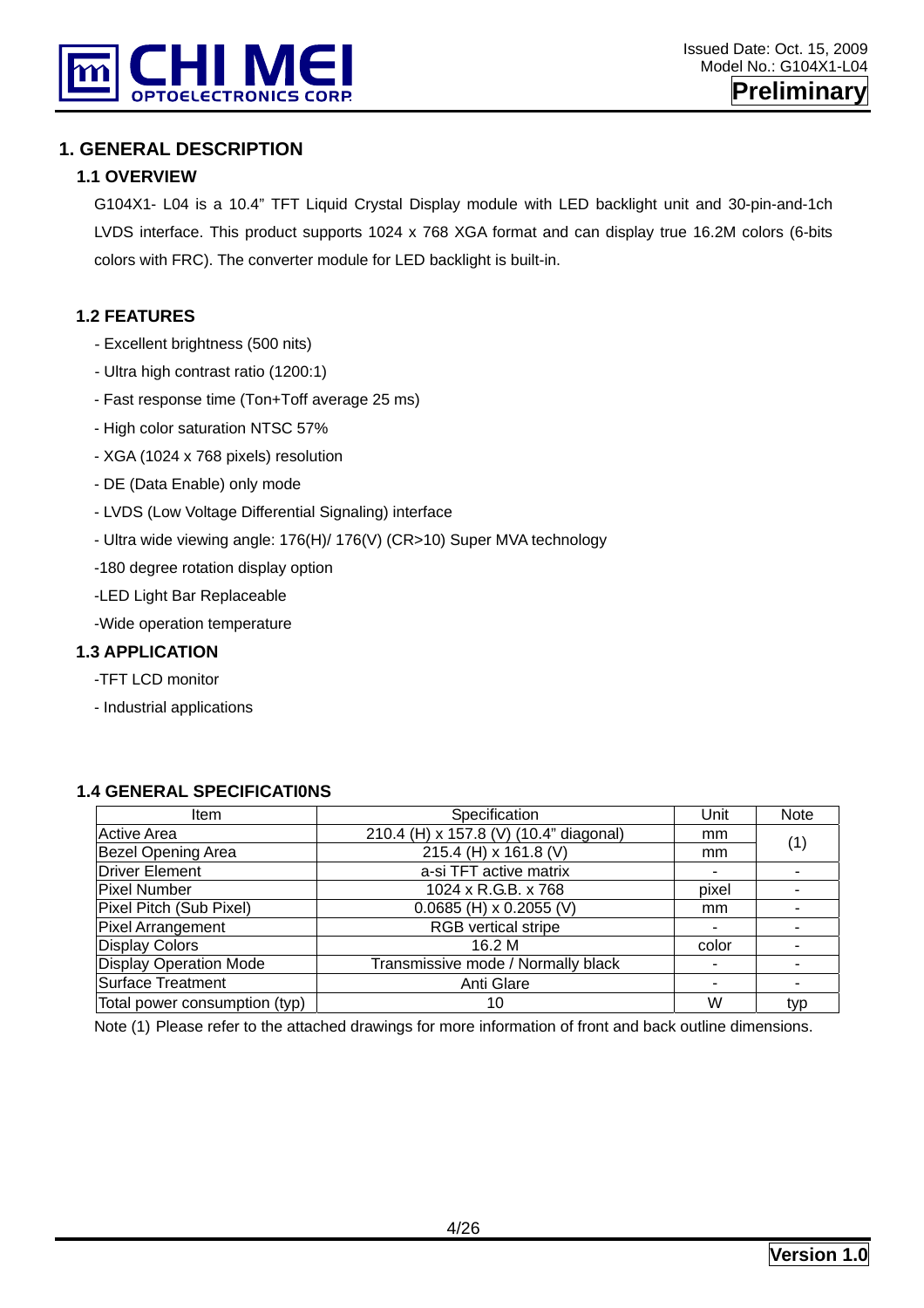# 1. GENERAL DESCRIPTION

## 1.1 OVERVIEW

G104X1- L04 is a 10.4" TFT Liquid Crystal Display module with LED backlight unit and 30-pin-and-1ch LVDS interface. This product supports 1024 x 768 XGA format and can display true 16.2M colors (6-bits colors with FRC). The converter module for LED backlight is built-in.

## 1.2 FEATURES

- Excellent brightness (500 nits)
- Ultra high contrast ratio (1200:1)
- Fast response time (Ton+Toff average 25 ms)
- High color saturation NTSC 57%
- XGA (1024 x 768 pixels) resolution
- DE (Data Enable) only mode
- LVDS (Low Voltage Differential Signaling) interface
- Ultra wide viewing angle: 176(H)/ 176(V) (CR>10) Super MVA technology
- 180 degree rotation display option
- LED Light Bar Replaceable
- Wide operation temperature

## 1.3 APPLICATION

- TFT LCD monitor
- Industrial applications

## 1.4 GENERAL SPECIFICATI0NS

| Item | Specification | Unit | Note |
|---|---|---|---|
| Active Area | 210.4 (H) x 157.8 (V) (10.4" diagonal) | mm | (1) |
| Bezel Opening Area | 215.4 (H) x 161.8 (V) | mm | |
| Driver Element | a-si TFT active matrix | - | - |
| Pixel Number | 1024 x R.G.B. x 768 | pixel | - |
| Pixel Pitch (Sub Pixel) | 0.0685 (H) x 0.2055 (V) | mm | - |
| Pixel Arrangement | RGB vertical stripe | - | - |
| Display Colors | 16.2 M | color | - |
| Display Operation Mode | Transmissive mode / Normally black | - | - |
| Surface Treatment | Anti Glare | - | - |
| Total power consumption (typ) | 10 | W | typ |

Note (1) Please refer to the attached drawings for more information of front and back outline dimensions.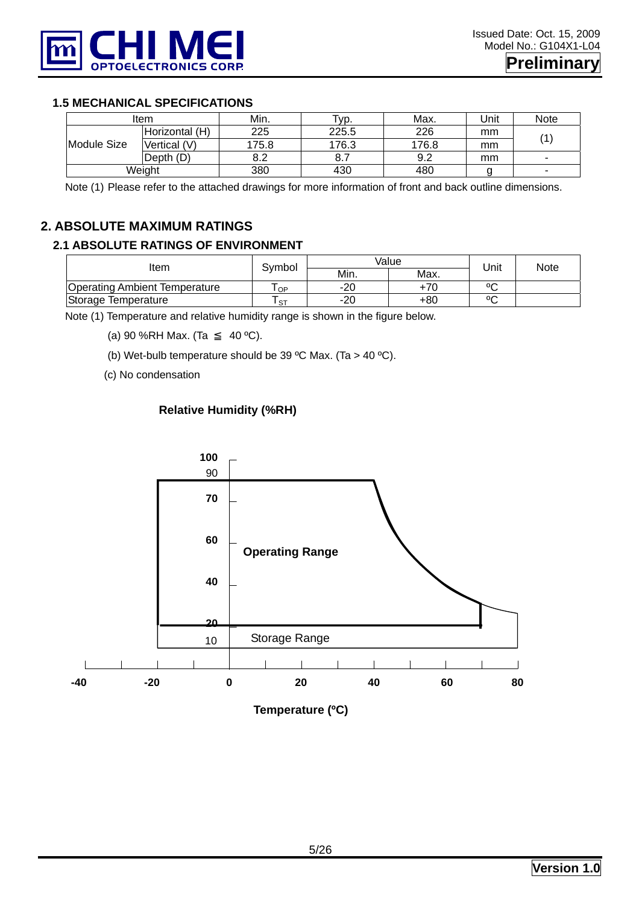### 1.5 MECHANICAL SPECIFICATIONS

| Item | | Min. | Typ. | Max. | Unit | Note |
|---|---|---|---|---|---|---|
| Module Size | Horizontal (H) | 225 | 225.5 | 226 | mm | (1) |
| | Vertical (V) | 175.8 | 176.3 | 176.8 | mm | |
| | Depth (D) | 8.2 | 8.7 | 9.2 | mm | - |
| Weight | | 380 | 430 | 480 | g | - |

Note (1) Please refer to the attached drawings for more information of front and back outline dimensions.

## 2. ABSOLUTE MAXIMUM RATINGS

### 2.1 ABSOLUTE RATINGS OF ENVIRONMENT

| Item | Symbol | Value | | Unit | Note |
|---|---|---|---|---|---|
| | | Min. | Max. | | |
| Operating Ambient Temperature | $T_{OP}$ | -20 | +70 | ºC | |
| Storage Temperature | $T_{ST}$ | -20 | +80 | ºC | |

Note (1) Temperature and relative humidity range is shown in the figure below.

(a) 90 %RH Max. (Ta ≦ 40 ºC).

(b) Wet-bulb temperature should be 39 ºC Max. (Ta > 40 ºC).

(c) No condensation

**Relative Humidity (%RH)**

Operating Range

Storage Range

**Temperature (ºC)**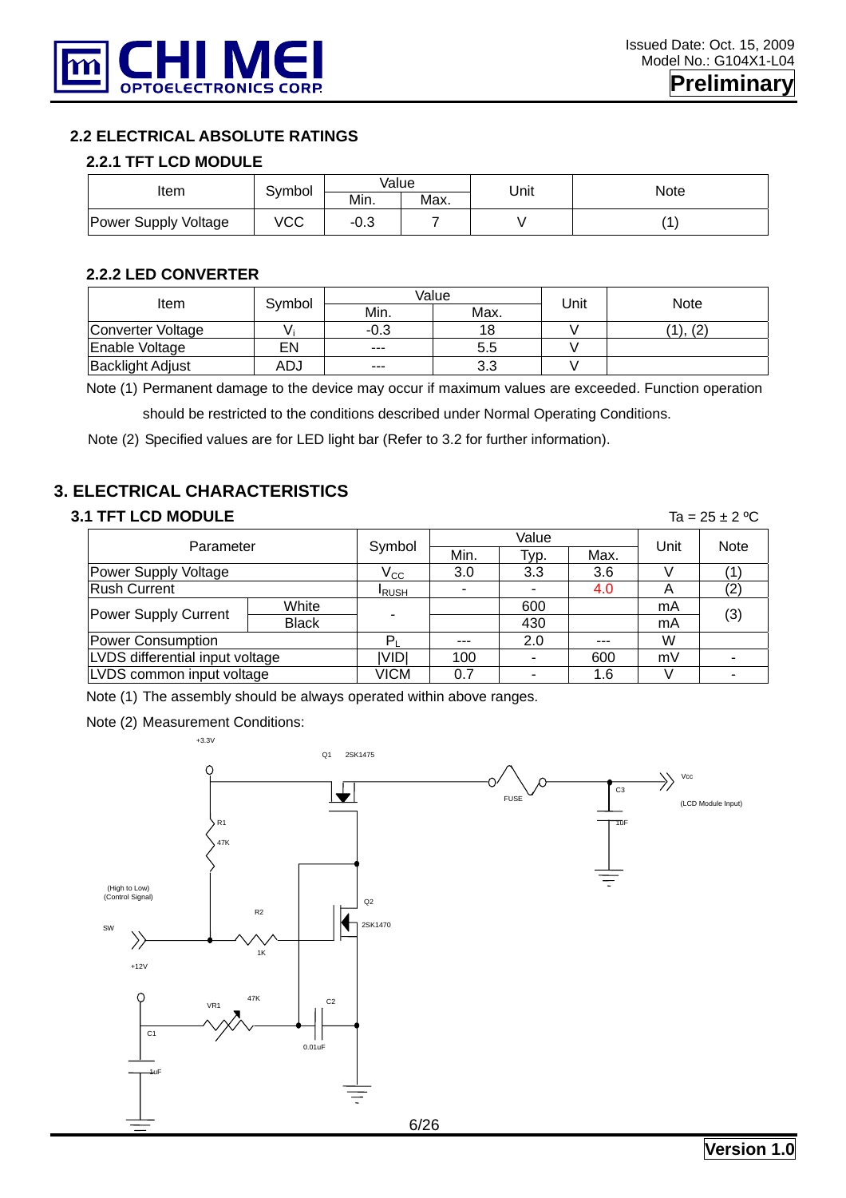## 2.2 ELECTRICAL ABSOLUTE RATINGS

### 2.2.1 TFT LCD MODULE

| Item | Symbol | Value | | Unit | Note |
|---|---|---|---|---|---|
| | | Min. | Max. | | |
| Power Supply Voltage | VCC | -0.3 | 7 | V | (1) |

### 2.2.2 LED CONVERTER

| Item | Symbol | Value | | Unit | Note |
|---|---|---|---|---|---|
| | | Min. | Max. | | |
| Converter Voltage | $V_i$ | -0.3 | 18 | V | (1), (2) |
| Enable Voltage | EN | --- | 5.5 | V | |
| Backlight Adjust | ADJ | --- | 3.3 | V | |

Note (1) Permanent damage to the device may occur if maximum values are exceeded. Function operation should be restricted to the conditions described under Normal Operating Conditions.

Note (2) Specified values are for LED light bar (Refer to 3.2 for further information).

## 3. ELECTRICAL CHARACTERISTICS

### 3.1 TFT LCD MODULE

Ta = 25 ± 2 ºC

| Parameter | | Symbol | Value | | | Unit | Note |
|---|---|---|---|---|---|---|---|
| | | | Min. | Typ. | Max. | | |
| Power Supply Voltage | | $V_{CC}$ | 3.0 | 3.3 | 3.6 | V | (1) |
| Rush Current | | $I_{RUSH}$ | - | - | 4.0 | A | (2) |
| Power Supply Current | White | - | | 600 | | mA | (3) |
| | Black | | | 430 | | mA | |
| Power Consumption | | $P_L$ | --- | 2.0 | --- | W | |
| LVDS differential input voltage | | \|VID\| | 100 | - | 600 | mV | - |
| LVDS common input voltage | | VICM | 0.7 | - | 1.6 | V | - |

Note (1) The assembly should be always operated within above ranges.

Note (2) Measurement Conditions:

+3.3V, Q1 2SK1475, FUSE, Vcc (LCD Module Input), C3 1uF, R1 47K, (High to Low) (Control Signal), SW, R2 1K, Q2 2SK1470, +12V, VR1 47K, C2 0.01uF, C1 1uF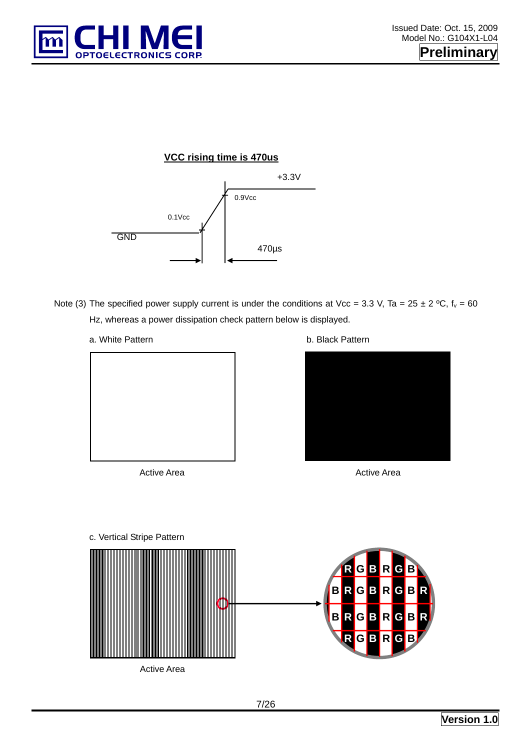**VCC rising time is 470us**

+3.3V

0.9Vcc

0.1Vcc

GND

470µs

Note (3) The specified power supply current is under the conditions at Vcc = 3.3 V, Ta = 25 ± 2 ºC, $f_v$ = 60 Hz, whereas a power dissipation check pattern below is displayed.

a. White Pattern

Active Area

b. Black Pattern

Active Area

c. Vertical Stripe Pattern

Active Area

R G B R G B

B R G B R G B R

B R G B R G B R

R G B R G B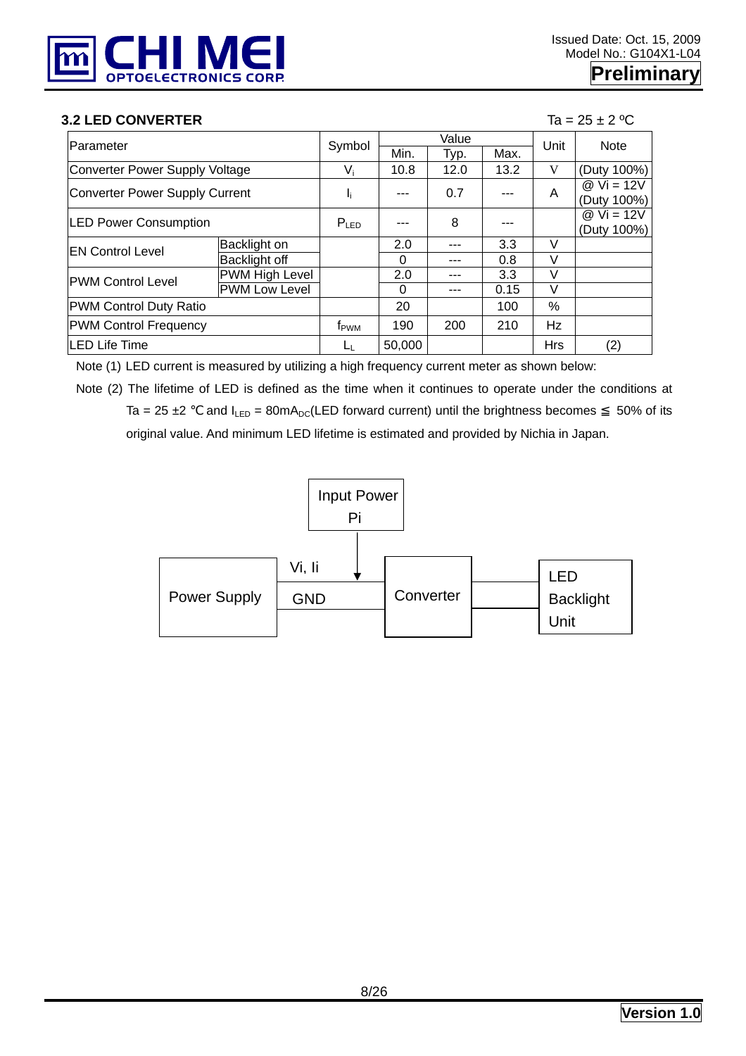### 3.2 LED CONVERTER

Ta = 25 ± 2 ºC

| Parameter | | Symbol | Value | | | Unit | Note |
|---|---|---|---|---|---|---|---|
| | | | Min. | Typ. | Max. | | |
| Converter Power Supply Voltage | | $V_i$ | 10.8 | 12.0 | 13.2 | V | (Duty 100%) |
| Converter Power Supply Current | | $I_i$ | --- | 0.7 | --- | A | @ Vi = 12V (Duty 100%) |
| LED Power Consumption | | $P_{LED}$ | --- | 8 | --- | | @ Vi = 12V (Duty 100%) |
| EN Control Level | Backlight on | | 2.0 | --- | 3.3 | V | |
| | Backlight off | | 0 | --- | 0.8 | V | |
| PWM Control Level | PWM High Level | | 2.0 | --- | 3.3 | V | |
| | PWM Low Level | | 0 | --- | 0.15 | V | |
| PWM Control Duty Ratio | | | 20 | | 100 | % | |
| PWM Control Frequency | | $f_{PWM}$ | 190 | 200 | 210 | Hz | |
| LED Life Time | | $L_L$ | 50,000 | | | Hrs | (2) |

Note (1) LED current is measured by utilizing a high frequency current meter as shown below:

Note (2) The lifetime of LED is defined as the time when it continues to operate under the conditions at Ta = 25 ±2 ℃ and $I_{LED}$ = 80mA$_{DC}$(LED forward current) until the brightness becomes ≦ 50% of its original value. And minimum LED lifetime is estimated and provided by Nichia in Japan.

Input Power Pi

Power Supply — Vi, Ii / GND — Converter — LED Backlight Unit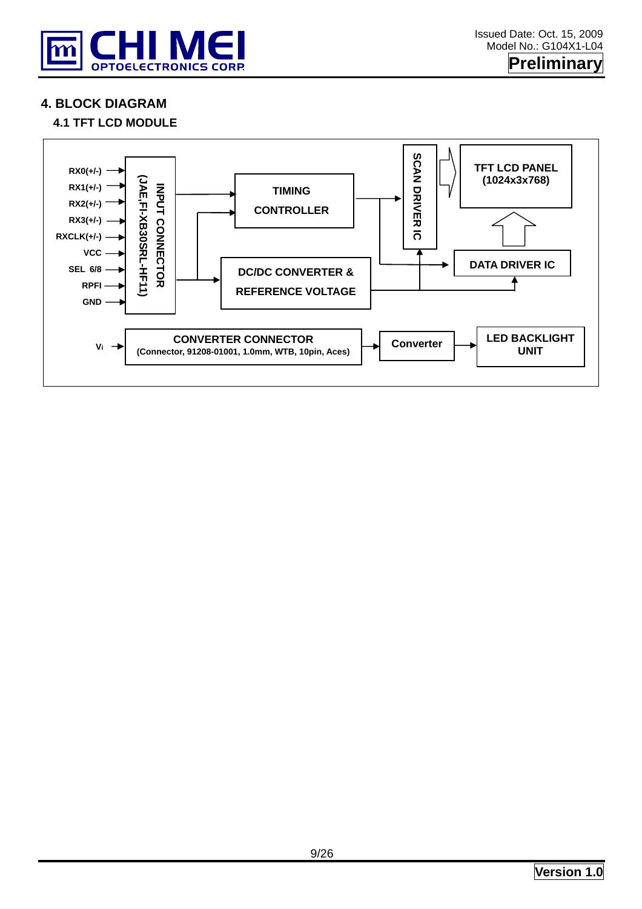## 4. BLOCK DIAGRAM

### 4.1 TFT LCD MODULE

RX0(+/-)
RX1(+/-)
RX2(+/-)
RX3(+/-)
RXCLK(+/-)
VCC
SEL 6/8
RPFI
GND

INPUT CONNECTOR (JAE,FI-XB30SRL-HF11)

TIMING CONTROLLER

DC/DC CONVERTER & REFERENCE VOLTAGE

SCAN DRIVER IC

TFT LCD PANEL (1024x3x768)

DATA DRIVER IC

$V_i$

CONVERTER CONNECTOR (Connector, 91208-01001, 1.0mm, WTB, 10pin, Aces)

Converter

LED BACKLIGHT UNIT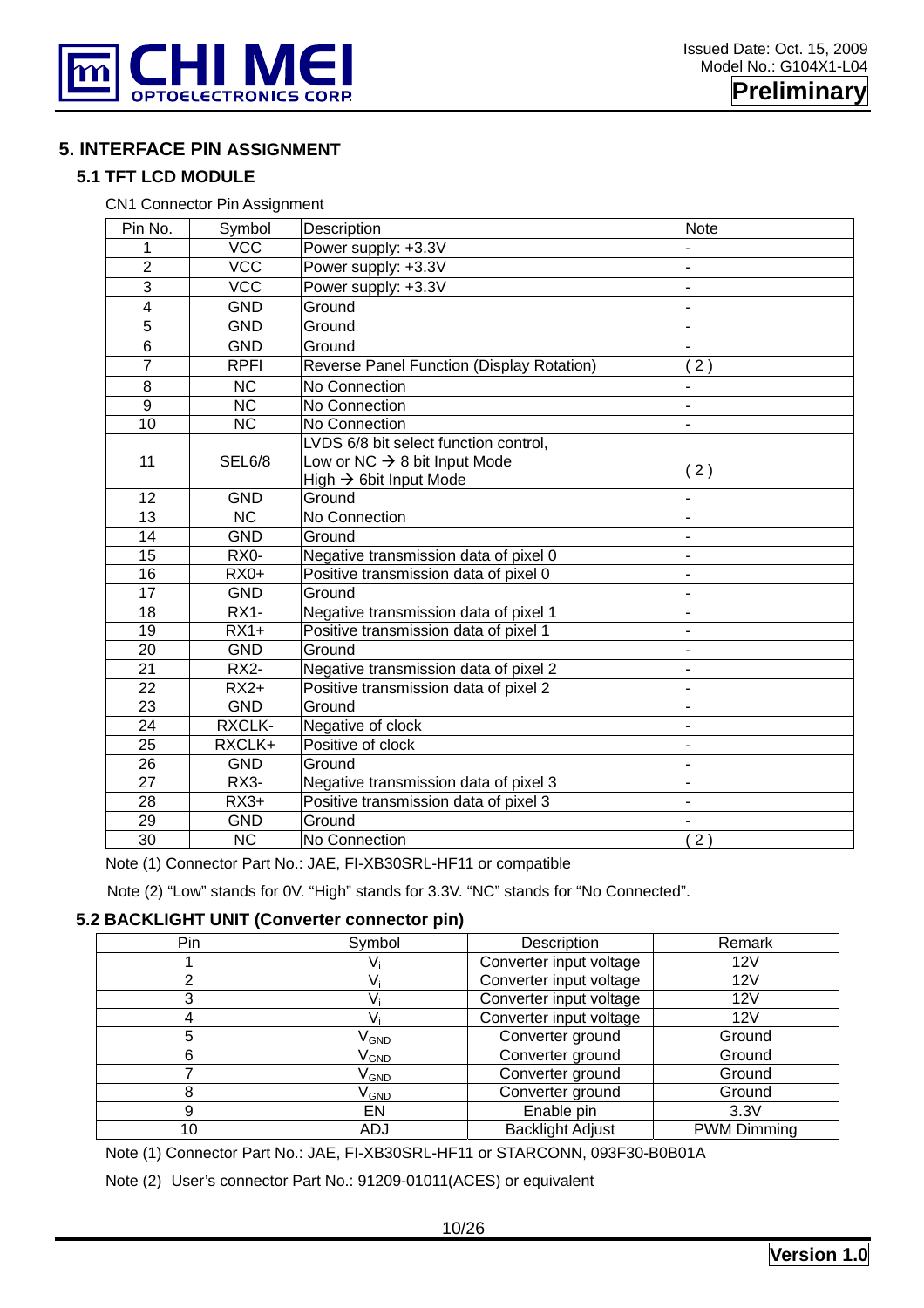## 5. INTERFACE PIN ASSIGNMENT

### 5.1 TFT LCD MODULE

CN1 Connector Pin Assignment

| Pin No. | Symbol | Description | Note |
|---|---|---|---|
| 1 | VCC | Power supply: +3.3V | - |
| 2 | VCC | Power supply: +3.3V | - |
| 3 | VCC | Power supply: +3.3V | - |
| 4 | GND | Ground | - |
| 5 | GND | Ground | - |
| 6 | GND | Ground | - |
| 7 | RPFI | Reverse Panel Function (Display Rotation) | ( 2 ) |
| 8 | NC | No Connection | - |
| 9 | NC | No Connection | - |
| 10 | NC | No Connection | - |
| 11 | SEL6/8 | LVDS 6/8 bit select function control,<br>Low or NC → 8 bit Input Mode<br>High → 6bit Input Mode | ( 2 ) |
| 12 | GND | Ground | - |
| 13 | NC | No Connection | - |
| 14 | GND | Ground | - |
| 15 | RX0- | Negative transmission data of pixel 0 | - |
| 16 | RX0+ | Positive transmission data of pixel 0 | - |
| 17 | GND | Ground | - |
| 18 | RX1- | Negative transmission data of pixel 1 | - |
| 19 | RX1+ | Positive transmission data of pixel 1 | - |
| 20 | GND | Ground | - |
| 21 | RX2- | Negative transmission data of pixel 2 | - |
| 22 | RX2+ | Positive transmission data of pixel 2 | - |
| 23 | GND | Ground | - |
| 24 | RXCLK- | Negative of clock | - |
| 25 | RXCLK+ | Positive of clock | - |
| 26 | GND | Ground | - |
| 27 | RX3- | Negative transmission data of pixel 3 | - |
| 28 | RX3+ | Positive transmission data of pixel 3 | - |
| 29 | GND | Ground | - |
| 30 | NC | No Connection | ( 2 ) |

Note (1) Connector Part No.: JAE, FI-XB30SRL-HF11 or compatible

Note (2) “Low” stands for 0V. “High” stands for 3.3V. “NC” stands for “No Connected”.

### 5.2 BACKLIGHT UNIT (Converter connector pin)

| Pin | Symbol | Description | Remark |
|---|---|---|---|
| 1 | $V_i$ | Converter input voltage | 12V |
| 2 | $V_i$ | Converter input voltage | 12V |
| 3 | $V_i$ | Converter input voltage | 12V |
| 4 | $V_i$ | Converter input voltage | 12V |
| 5 | $V_{GND}$ | Converter ground | Ground |
| 6 | $V_{GND}$ | Converter ground | Ground |
| 7 | $V_{GND}$ | Converter ground | Ground |
| 8 | $V_{GND}$ | Converter ground | Ground |
| 9 | EN | Enable pin | 3.3V |
| 10 | ADJ | Backlight Adjust | PWM Dimming |

Note (1) Connector Part No.: JAE, FI-XB30SRL-HF11 or STARCONN, 093F30-B0B01A

Note (2) User’s connector Part No.: 91209-01011(ACES) or equivalent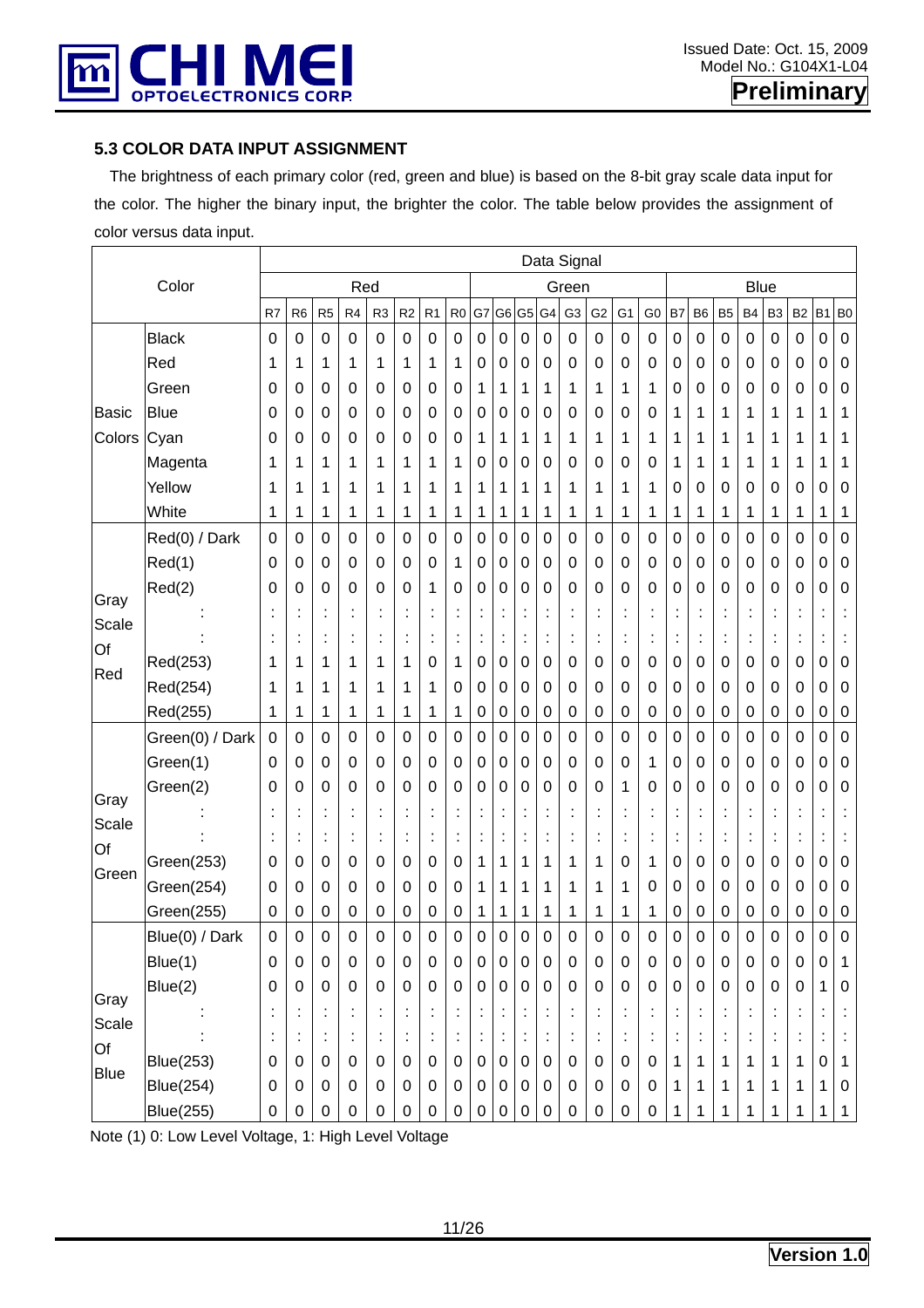### 5.3 COLOR DATA INPUT ASSIGNMENT

The brightness of each primary color (red, green and blue) is based on the 8-bit gray scale data input for the color. The higher the binary input, the brighter the color. The table below provides the assignment of color versus data input.

| Color | | Data Signal | | | | | | | | | | | | | | | | | | | | | | | |
|---|---|---|---|---|---|---|---|---|---|---|---|---|---|---|---|---|---|---|---|---|---|---|---|---|---|
| | | Red | | | | | | | | Green | | | | | | | | Blue | | | | | | | |
| | | R7 | R6 | R5 | R4 | R3 | R2 | R1 | R0 | G7 | G6 | G5 | G4 | G3 | G2 | G1 | G0 | B7 | B6 | B5 | B4 | B3 | B2 | B1 | B0 |
| Basic Colors | Black | 0 | 0 | 0 | 0 | 0 | 0 | 0 | 0 | 0 | 0 | 0 | 0 | 0 | 0 | 0 | 0 | 0 | 0 | 0 | 0 | 0 | 0 | 0 | 0 |
| | Red | 1 | 1 | 1 | 1 | 1 | 1 | 1 | 1 | 0 | 0 | 0 | 0 | 0 | 0 | 0 | 0 | 0 | 0 | 0 | 0 | 0 | 0 | 0 | 0 |
| | Green | 0 | 0 | 0 | 0 | 0 | 0 | 0 | 0 | 1 | 1 | 1 | 1 | 1 | 1 | 1 | 1 | 0 | 0 | 0 | 0 | 0 | 0 | 0 | 0 |
| | Blue | 0 | 0 | 0 | 0 | 0 | 0 | 0 | 0 | 0 | 0 | 0 | 0 | 0 | 0 | 0 | 0 | 1 | 1 | 1 | 1 | 1 | 1 | 1 | 1 |
| | Cyan | 0 | 0 | 0 | 0 | 0 | 0 | 0 | 0 | 1 | 1 | 1 | 1 | 1 | 1 | 1 | 1 | 1 | 1 | 1 | 1 | 1 | 1 | 1 | 1 |
| | Magenta | 1 | 1 | 1 | 1 | 1 | 1 | 1 | 1 | 0 | 0 | 0 | 0 | 0 | 0 | 0 | 0 | 1 | 1 | 1 | 1 | 1 | 1 | 1 | 1 |
| | Yellow | 1 | 1 | 1 | 1 | 1 | 1 | 1 | 1 | 1 | 1 | 1 | 1 | 1 | 1 | 1 | 1 | 0 | 0 | 0 | 0 | 0 | 0 | 0 | 0 |
| | White | 1 | 1 | 1 | 1 | 1 | 1 | 1 | 1 | 1 | 1 | 1 | 1 | 1 | 1 | 1 | 1 | 1 | 1 | 1 | 1 | 1 | 1 | 1 | 1 |
| Gray Scale Of Red | Red(0) / Dark | 0 | 0 | 0 | 0 | 0 | 0 | 0 | 0 | 0 | 0 | 0 | 0 | 0 | 0 | 0 | 0 | 0 | 0 | 0 | 0 | 0 | 0 | 0 | 0 |
| | Red(1) | 0 | 0 | 0 | 0 | 0 | 0 | 0 | 1 | 0 | 0 | 0 | 0 | 0 | 0 | 0 | 0 | 0 | 0 | 0 | 0 | 0 | 0 | 0 | 0 |
| | Red(2) | 0 | 0 | 0 | 0 | 0 | 0 | 1 | 0 | 0 | 0 | 0 | 0 | 0 | 0 | 0 | 0 | 0 | 0 | 0 | 0 | 0 | 0 | 0 | 0 |
| | : | : | : | : | : | : | : | : | : | : | : | : | : | : | : | : | : | : | : | : | : | : | : | : | : |
| | : | : | : | : | : | : | : | : | : | : | : | : | : | : | : | : | : | : | : | : | : | : | : | : | : |
| | Red(253) | 1 | 1 | 1 | 1 | 1 | 1 | 0 | 1 | 0 | 0 | 0 | 0 | 0 | 0 | 0 | 0 | 0 | 0 | 0 | 0 | 0 | 0 | 0 | 0 |
| | Red(254) | 1 | 1 | 1 | 1 | 1 | 1 | 1 | 0 | 0 | 0 | 0 | 0 | 0 | 0 | 0 | 0 | 0 | 0 | 0 | 0 | 0 | 0 | 0 | 0 |
| | Red(255) | 1 | 1 | 1 | 1 | 1 | 1 | 1 | 1 | 0 | 0 | 0 | 0 | 0 | 0 | 0 | 0 | 0 | 0 | 0 | 0 | 0 | 0 | 0 | 0 |
| Gray Scale Of Green | Green(0) / Dark | 0 | 0 | 0 | 0 | 0 | 0 | 0 | 0 | 0 | 0 | 0 | 0 | 0 | 0 | 0 | 0 | 0 | 0 | 0 | 0 | 0 | 0 | 0 | 0 |
| | Green(1) | 0 | 0 | 0 | 0 | 0 | 0 | 0 | 0 | 0 | 0 | 0 | 0 | 0 | 0 | 0 | 1 | 0 | 0 | 0 | 0 | 0 | 0 | 0 | 0 |
| | Green(2) | 0 | 0 | 0 | 0 | 0 | 0 | 0 | 0 | 0 | 0 | 0 | 0 | 0 | 0 | 1 | 0 | 0 | 0 | 0 | 0 | 0 | 0 | 0 | 0 |
| | : | : | : | : | : | : | : | : | : | : | : | : | : | : | : | : | : | : | : | : | : | : | : | : | : |
| | : | : | : | : | : | : | : | : | : | : | : | : | : | : | : | : | : | : | : | : | : | : | : | : | : |
| | Green(253) | 0 | 0 | 0 | 0 | 0 | 0 | 0 | 0 | 1 | 1 | 1 | 1 | 1 | 1 | 0 | 1 | 0 | 0 | 0 | 0 | 0 | 0 | 0 | 0 |
| | Green(254) | 0 | 0 | 0 | 0 | 0 | 0 | 0 | 0 | 1 | 1 | 1 | 1 | 1 | 1 | 1 | 0 | 0 | 0 | 0 | 0 | 0 | 0 | 0 | 0 |
| | Green(255) | 0 | 0 | 0 | 0 | 0 | 0 | 0 | 0 | 1 | 1 | 1 | 1 | 1 | 1 | 1 | 1 | 0 | 0 | 0 | 0 | 0 | 0 | 0 | 0 |
| Gray Scale Of Blue | Blue(0) / Dark | 0 | 0 | 0 | 0 | 0 | 0 | 0 | 0 | 0 | 0 | 0 | 0 | 0 | 0 | 0 | 0 | 0 | 0 | 0 | 0 | 0 | 0 | 0 | 0 |
| | Blue(1) | 0 | 0 | 0 | 0 | 0 | 0 | 0 | 0 | 0 | 0 | 0 | 0 | 0 | 0 | 0 | 0 | 0 | 0 | 0 | 0 | 0 | 0 | 0 | 1 |
| | Blue(2) | 0 | 0 | 0 | 0 | 0 | 0 | 0 | 0 | 0 | 0 | 0 | 0 | 0 | 0 | 0 | 0 | 0 | 0 | 0 | 0 | 0 | 0 | 1 | 0 |
| | : | : | : | : | : | : | : | : | : | : | : | : | : | : | : | : | : | : | : | : | : | : | : | : | : |
| | : | : | : | : | : | : | : | : | : | : | : | : | : | : | : | : | : | : | : | : | : | : | : | : | : |
| | Blue(253) | 0 | 0 | 0 | 0 | 0 | 0 | 0 | 0 | 0 | 0 | 0 | 0 | 0 | 0 | 0 | 0 | 1 | 1 | 1 | 1 | 1 | 1 | 0 | 1 |
| | Blue(254) | 0 | 0 | 0 | 0 | 0 | 0 | 0 | 0 | 0 | 0 | 0 | 0 | 0 | 0 | 0 | 0 | 1 | 1 | 1 | 1 | 1 | 1 | 1 | 0 |
| | Blue(255) | 0 | 0 | 0 | 0 | 0 | 0 | 0 | 0 | 0 | 0 | 0 | 0 | 0 | 0 | 0 | 0 | 1 | 1 | 1 | 1 | 1 | 1 | 1 | 1 |

Note (1) 0: Low Level Voltage, 1: High Level Voltage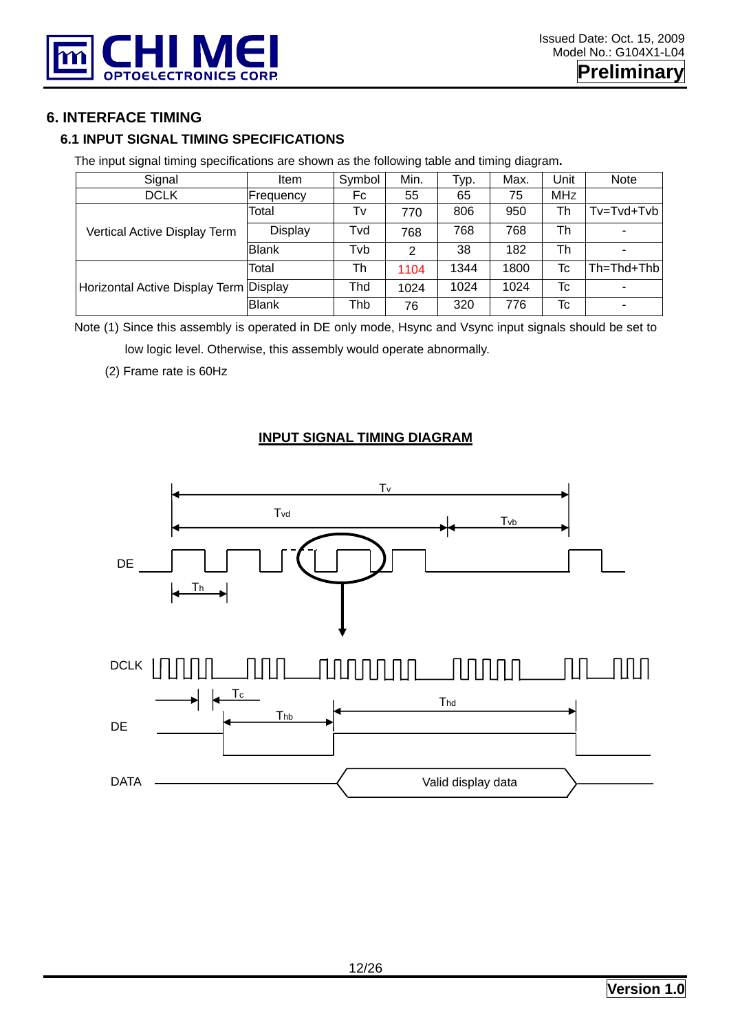## 6. INTERFACE TIMING

### 6.1 INPUT SIGNAL TIMING SPECIFICATIONS

The input signal timing specifications are shown as the following table and timing diagram.

| Signal | Item | Symbol | Min. | Typ. | Max. | Unit | Note |
|---|---|---|---|---|---|---|---|
| DCLK | Frequency | Fc | 55 | 65 | 75 | MHz | |
| Vertical Active Display Term | Total | Tv | 770 | 806 | 950 | Th | Tv=Tvd+Tvb |
| | Display | Tvd | 768 | 768 | 768 | Th | - |
| | Blank | Tvb | 2 | 38 | 182 | Th | - |
| Horizontal Active Display Term | Total | Th | 1104 | 1344 | 1800 | Tc | Th=Thd+Thb |
| | Display | Thd | 1024 | 1024 | 1024 | Tc | - |
| | Blank | Thb | 76 | 320 | 776 | Tc | - |

Note (1) Since this assembly is operated in DE only mode, Hsync and Vsync input signals should be set to low logic level. Otherwise, this assembly would operate abnormally.

(2) Frame rate is 60Hz

**INPUT SIGNAL TIMING DIAGRAM**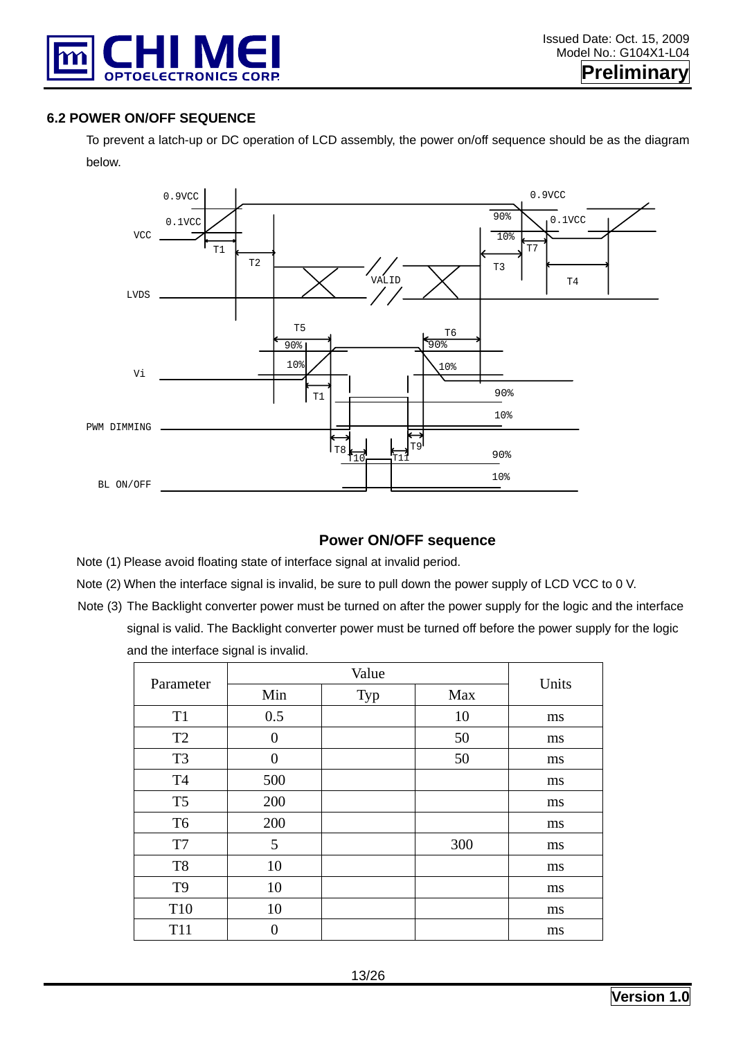### 6.2 POWER ON/OFF SEQUENCE

To prevent a latch-up or DC operation of LCD assembly, the power on/off sequence should be as the diagram below.

**Power ON/OFF sequence**

Note (1) Please avoid floating state of interface signal at invalid period.

Note (2) When the interface signal is invalid, be sure to pull down the power supply of LCD VCC to 0 V.

Note (3) The Backlight converter power must be turned on after the power supply for the logic and the interface signal is valid. The Backlight converter power must be turned off before the power supply for the logic and the interface signal is invalid.

| Parameter | Value | | | Units |
|---|---|---|---|---|
| | Min | Typ | Max | |
| T1 | 0.5 | | 10 | ms |
| T2 | 0 | | 50 | ms |
| T3 | 0 | | 50 | ms |
| T4 | 500 | | | ms |
| T5 | 200 | | | ms |
| T6 | 200 | | | ms |
| T7 | 5 | | 300 | ms |
| T8 | 10 | | | ms |
| T9 | 10 | | | ms |
| T10 | 10 | | | ms |
| T11 | 0 | | | ms |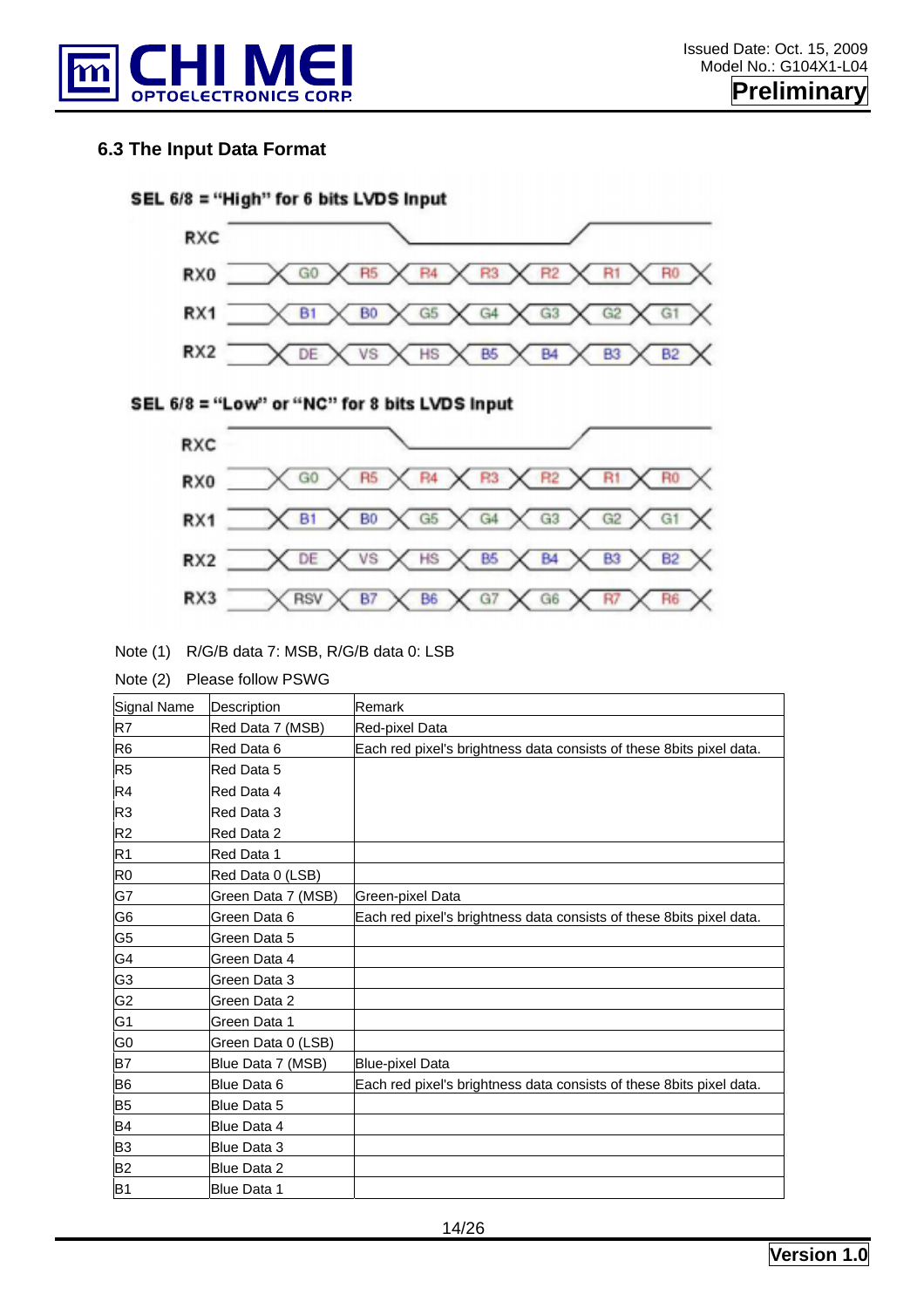### 6.3 The Input Data Format

**SEL 6/8 = "High" for 6 bits LVDS Input**

| Signal | | | | | | | |
|---|---|---|---|---|---|---|---|
| RXC | | | | | | | |
| RX0 | G0 | R5 | R4 | R3 | R2 | R1 | R0 |
| RX1 | B1 | B0 | G5 | G4 | G3 | G2 | G1 |
| RX2 | DE | VS | HS | B5 | B4 | B3 | B2 |

**SEL 6/8 = "Low" or "NC" for 8 bits LVDS Input**

| Signal | | | | | | | |
|---|---|---|---|---|---|---|---|
| RXC | | | | | | | |
| RX0 | G0 | R5 | R4 | R3 | R2 | R1 | R0 |
| RX1 | B1 | B0 | G5 | G4 | G3 | G2 | G1 |
| RX2 | DE | VS | HS | B5 | B4 | B3 | B2 |
| RX3 | RSV | B7 | B6 | G7 | G6 | R7 | R6 |

Note (1) R/G/B data 7: MSB, R/G/B data 0: LSB

Note (2) Please follow PSWG

| Signal Name | Description | Remark |
|---|---|---|
| R7 | Red Data 7 (MSB) | Red-pixel Data |
| R6 | Red Data 6 | Each red pixel's brightness data consists of these 8bits pixel data. |
| R5 | Red Data 5 | |
| R4 | Red Data 4 | |
| R3 | Red Data 3 | |
| R2 | Red Data 2 | |
| R1 | Red Data 1 | |
| R0 | Red Data 0 (LSB) | |
| G7 | Green Data 7 (MSB) | Green-pixel Data |
| G6 | Green Data 6 | Each red pixel's brightness data consists of these 8bits pixel data. |
| G5 | Green Data 5 | |
| G4 | Green Data 4 | |
| G3 | Green Data 3 | |
| G2 | Green Data 2 | |
| G1 | Green Data 1 | |
| G0 | Green Data 0 (LSB) | |
| B7 | Blue Data 7 (MSB) | Blue-pixel Data |
| B6 | Blue Data 6 | Each red pixel's brightness data consists of these 8bits pixel data. |
| B5 | Blue Data 5 | |
| B4 | Blue Data 4 | |
| B3 | Blue Data 3 | |
| B2 | Blue Data 2 | |
| B1 | Blue Data 1 | |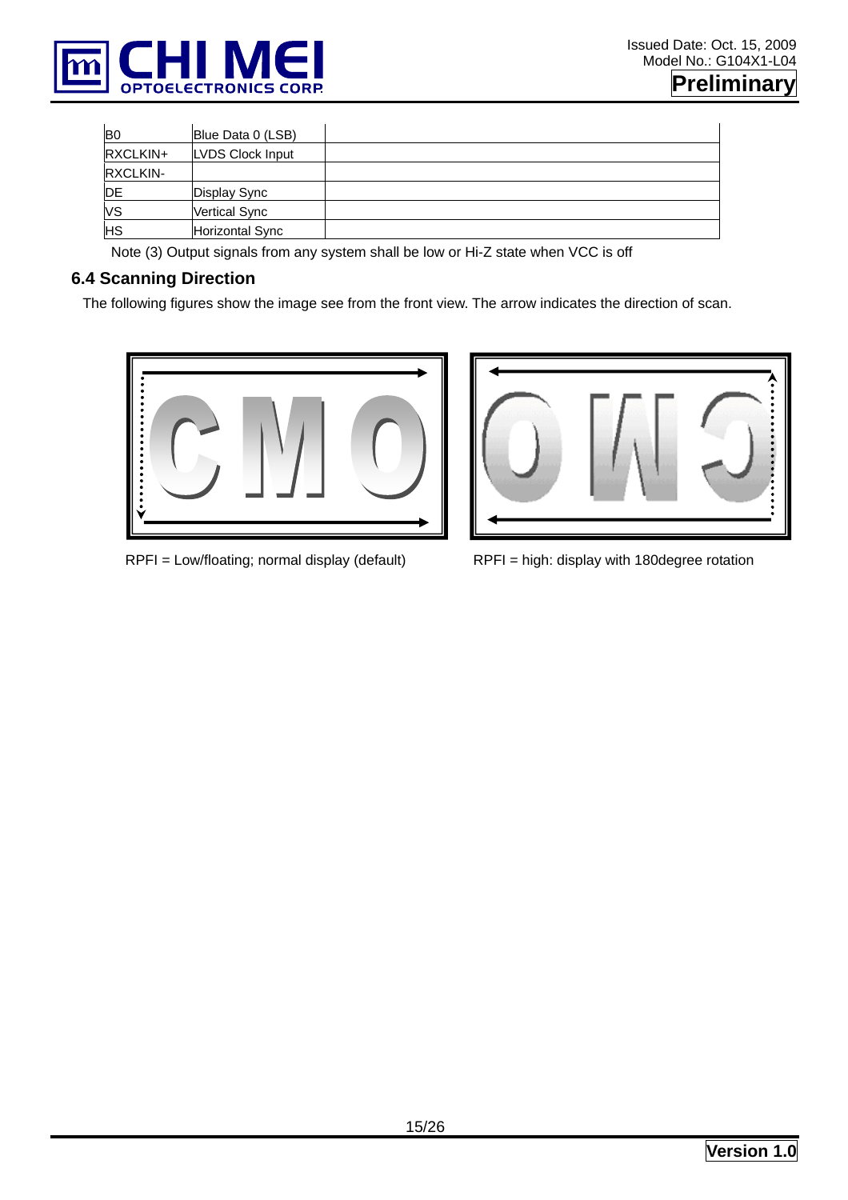| B0 | Blue Data 0 (LSB) | |
|---|---|---|
| RXCLKIN+ | LVDS Clock Input | |
| RXCLKIN- | | |
| DE | Display Sync | |
| VS | Vertical Sync | |
| HS | Horizontal Sync | |

Note (3) Output signals from any system shall be low or Hi-Z state when VCC is off

## 6.4 Scanning Direction

The following figures show the image see from the front view. The arrow indicates the direction of scan.

RPFI = Low/floating; normal display (default)

RPFI = high: display with 180degree rotation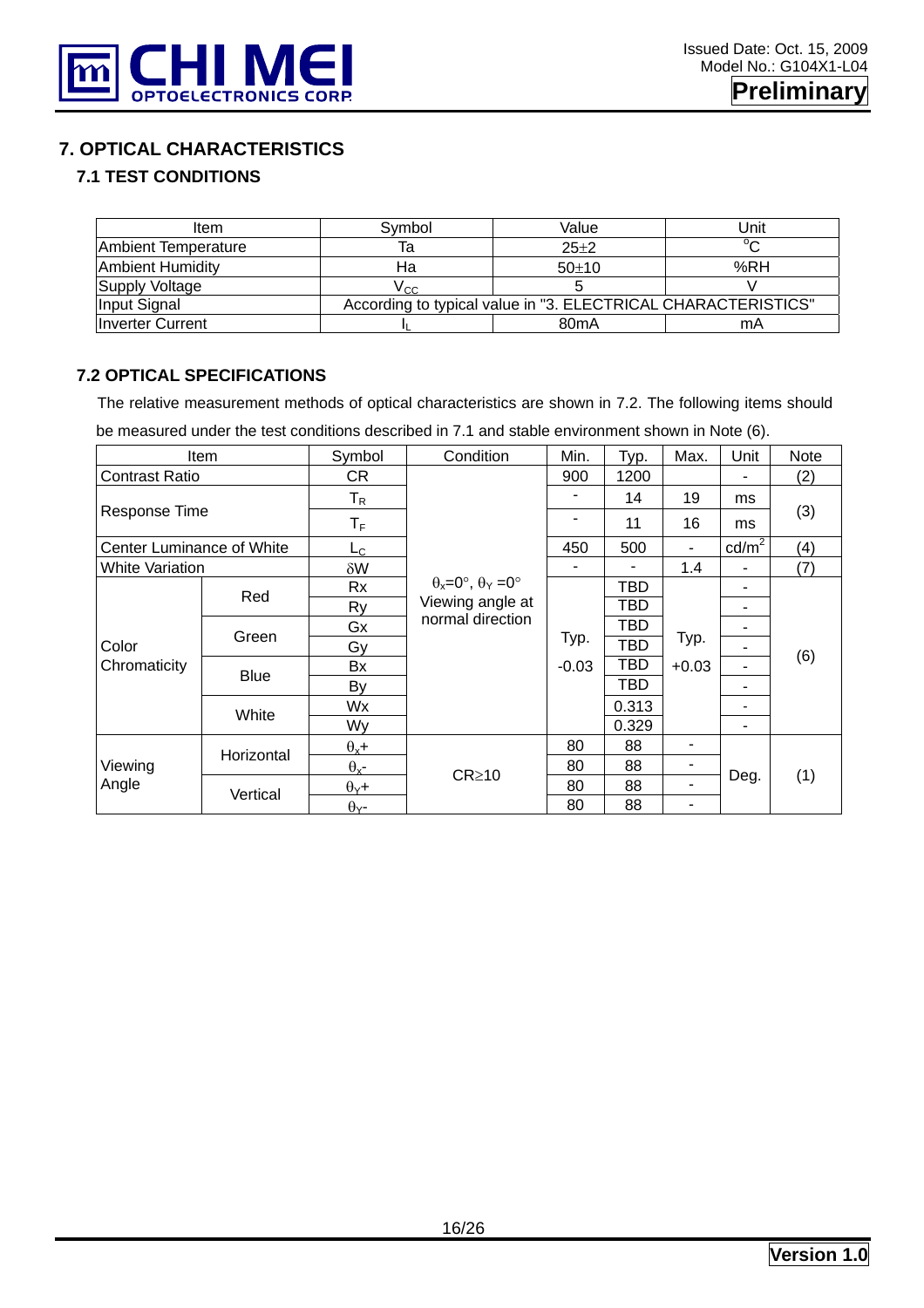# 7. OPTICAL CHARACTERISTICS

## 7.1 TEST CONDITIONS

| Item | Symbol | Value | Unit |
|---|---|---|---|
| Ambient Temperature | Ta | 25±2 | °C |
| Ambient Humidity | Ha | 50±10 | %RH |
| Supply Voltage | $V_{CC}$ | 5 | V |
| Input Signal | According to typical value in "3. ELECTRICAL CHARACTERISTICS" | | |
| Inverter Current | $I_L$ | 80mA | mA |

## 7.2 OPTICAL SPECIFICATIONS

The relative measurement methods of optical characteristics are shown in 7.2. The following items should be measured under the test conditions described in 7.1 and stable environment shown in Note (6).

| Item | | Symbol | Condition | Min. | Typ. | Max. | Unit | Note |
|---|---|---|---|---|---|---|---|---|
| Contrast Ratio | | CR | $\theta_x$=0°, $\theta_Y$=0° Viewing angle at normal direction | 900 | 1200 | | - | (2) |
| Response Time | | $T_R$ | | - | 14 | 19 | ms | (3) |
| | | $T_F$ | | - | 11 | 16 | ms | |
| Center Luminance of White | | $L_C$ | | 450 | 500 | - | $cd/m^2$ | (4) |
| White Variation | | $\delta W$ | | - | - | 1.4 | - | (7) |
| Color Chromaticity | Red | Rx | | Typ. -0.03 | TBD | Typ. +0.03 | - | (6) |
| | | Ry | | | TBD | | - | |
| | Green | Gx | | | TBD | | - | |
| | | Gy | | | TBD | | - | |
| | Blue | Bx | | | TBD | | - | |
| | | By | | | TBD | | - | |
| | White | Wx | | | 0.313 | | - | |
| | | Wy | | | 0.329 | | - | |
| Viewing Angle | Horizontal | $\theta_x$+ | CR≥10 | 80 | 88 | - | Deg. | (1) |
| | | $\theta_x$- | | 80 | 88 | - | | |
| | Vertical | $\theta_Y$+ | | 80 | 88 | - | | |
| | | $\theta_Y$- | | 80 | 88 | - | | |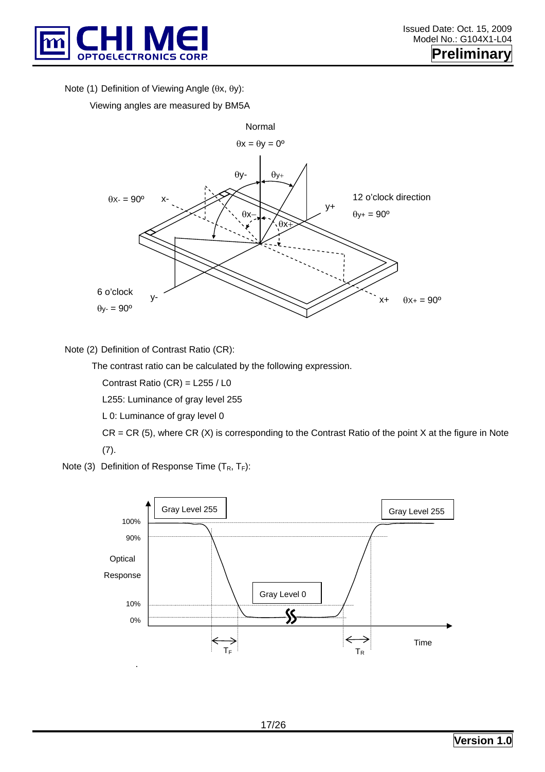Note (1) Definition of Viewing Angle ($\theta x$, $\theta y$):

Viewing angles are measured by BM5A

Normal

$\theta x = \theta y = 0^{\circ}$

$\theta y-$ $\theta y+$

$\theta x- = 90^{\circ}$ x-

12 o'clock direction

y+ $\theta y+ = 90^{\circ}$

$\theta x-$ $\theta x+$

6 o'clock

$\theta y- = 90^{\circ}$ y-

x+ $\theta x+ = 90^{\circ}$

Note (2) Definition of Contrast Ratio (CR):

The contrast ratio can be calculated by the following expression.

Contrast Ratio (CR) = L255 / L0

L255: Luminance of gray level 255

L 0: Luminance of gray level 0

CR = CR (5), where CR (X) is corresponding to the Contrast Ratio of the point X at the figure in Note (7).

Note (3) Definition of Response Time ($T_R$, $T_F$):

Gray Level 255 | Gray Level 255

100%

90%

Optical Response

Gray Level 0

10%

0%

$T_F$ $T_R$ Time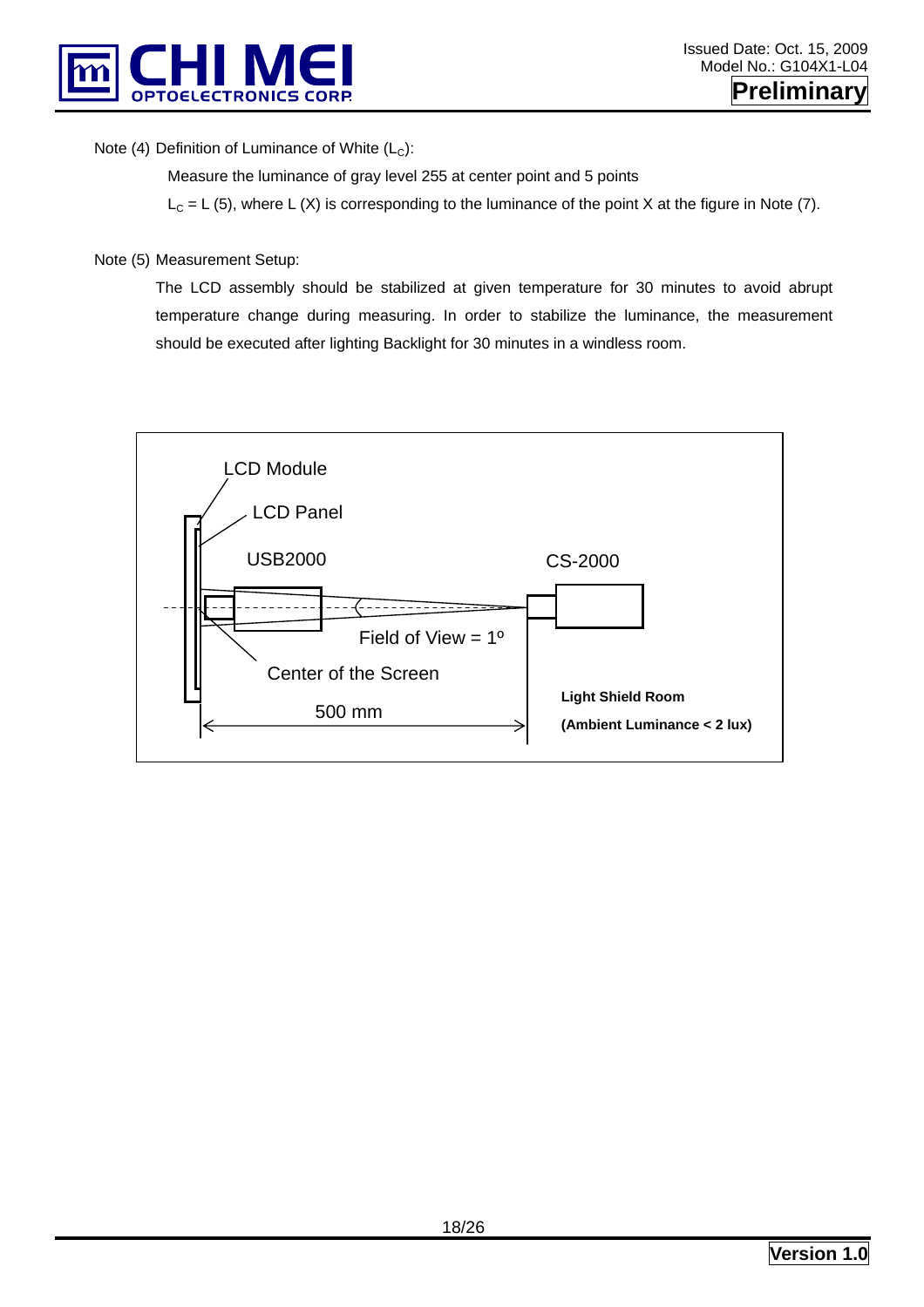Note (4) Definition of Luminance of White ($L_C$):

Measure the luminance of gray level 255 at center point and 5 points

$L_C$ = L (5), where L (X) is corresponding to the luminance of the point X at the figure in Note (7).

Note (5) Measurement Setup:

The LCD assembly should be stabilized at given temperature for 30 minutes to avoid abrupt temperature change during measuring. In order to stabilize the luminance, the measurement should be executed after lighting Backlight for 30 minutes in a windless room.

LCD Module

LCD Panel

USB2000

CS-2000

Field of View = 1º

Center of the Screen

500 mm

**Light Shield Room**

**(Ambient Luminance < 2 lux)**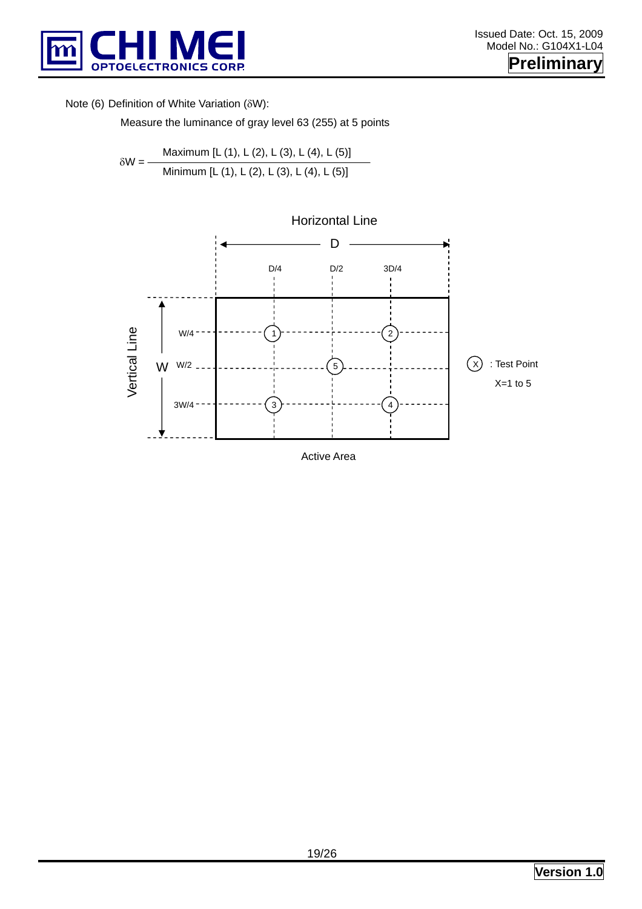Note (6) Definition of White Variation ($\delta W$):

Measure the luminance of gray level 63 (255) at 5 points

$$\delta W = \frac{\text{Maximum [L (1), L (2), L (3), L (4), L (5)]}}{\text{Minimum [L (1), L (2), L (3), L (4), L (5)]}}$$

Horizontal Line

D

D/4 D/2 3D/4

Vertical Line

W

W/4

W/2

3W/4

1 2 5 3 4

(X) : Test Point

X=1 to 5

Active Area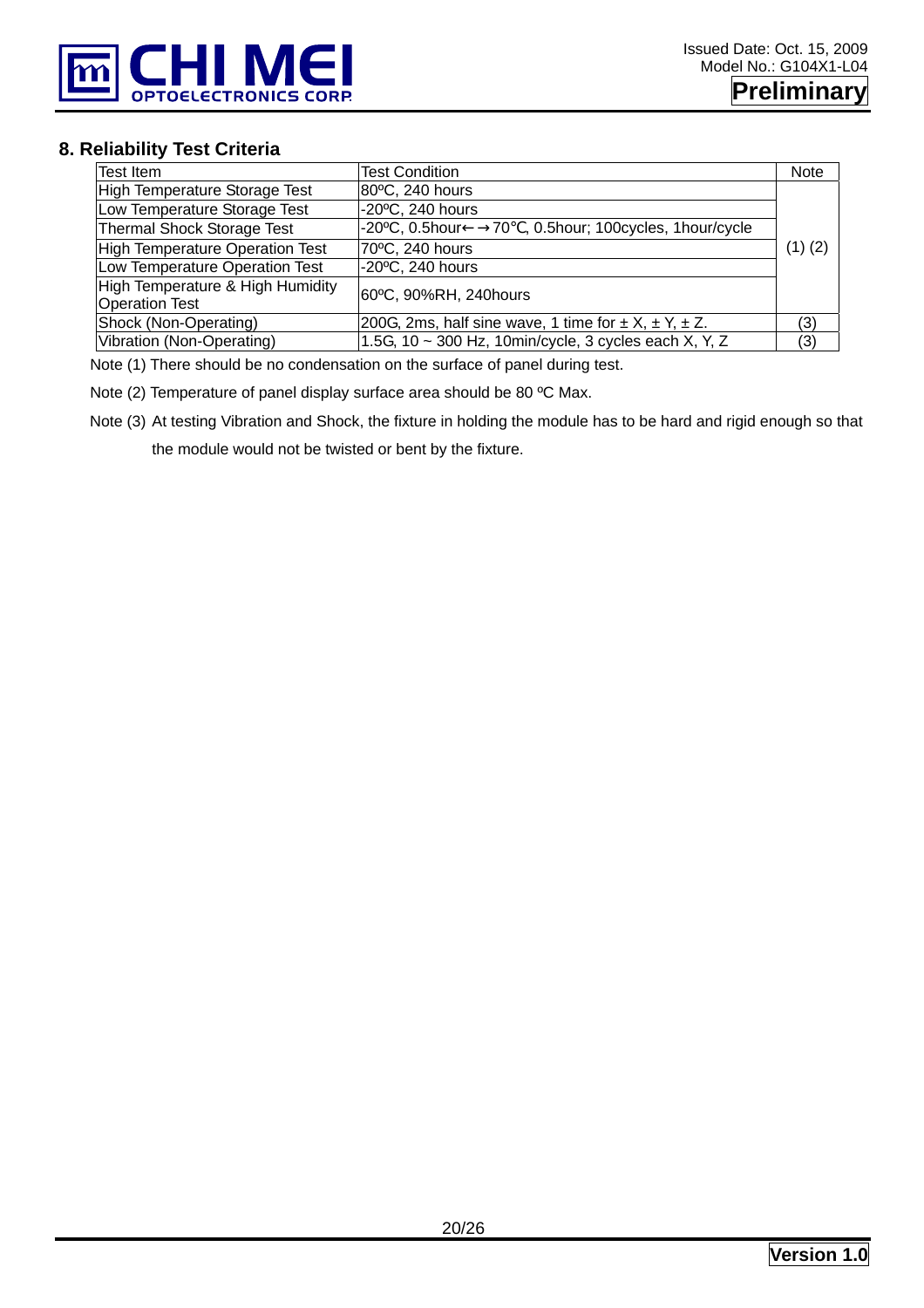## 8. Reliability Test Criteria

| Test Item | Test Condition | Note |
|---|---|---|
| High Temperature Storage Test | 80ºC, 240 hours | (1) (2) |
| Low Temperature Storage Test | -20ºC, 240 hours | |
| Thermal Shock Storage Test | -20ºC, 0.5hour←→70℃, 0.5hour; 100cycles, 1hour/cycle | |
| High Temperature Operation Test | 70ºC, 240 hours | |
| Low Temperature Operation Test | -20ºC, 240 hours | |
| High Temperature & High Humidity Operation Test | 60ºC, 90%RH, 240hours | |
| Shock (Non-Operating) | 200G, 2ms, half sine wave, 1 time for ± X, ± Y, ± Z. | (3) |
| Vibration (Non-Operating) | 1.5G, 10 ~ 300 Hz, 10min/cycle, 3 cycles each X, Y, Z | (3) |

Note (1) There should be no condensation on the surface of panel during test.

Note (2) Temperature of panel display surface area should be 80 ºC Max.

Note (3) At testing Vibration and Shock, the fixture in holding the module has to be hard and rigid enough so that the module would not be twisted or bent by the fixture.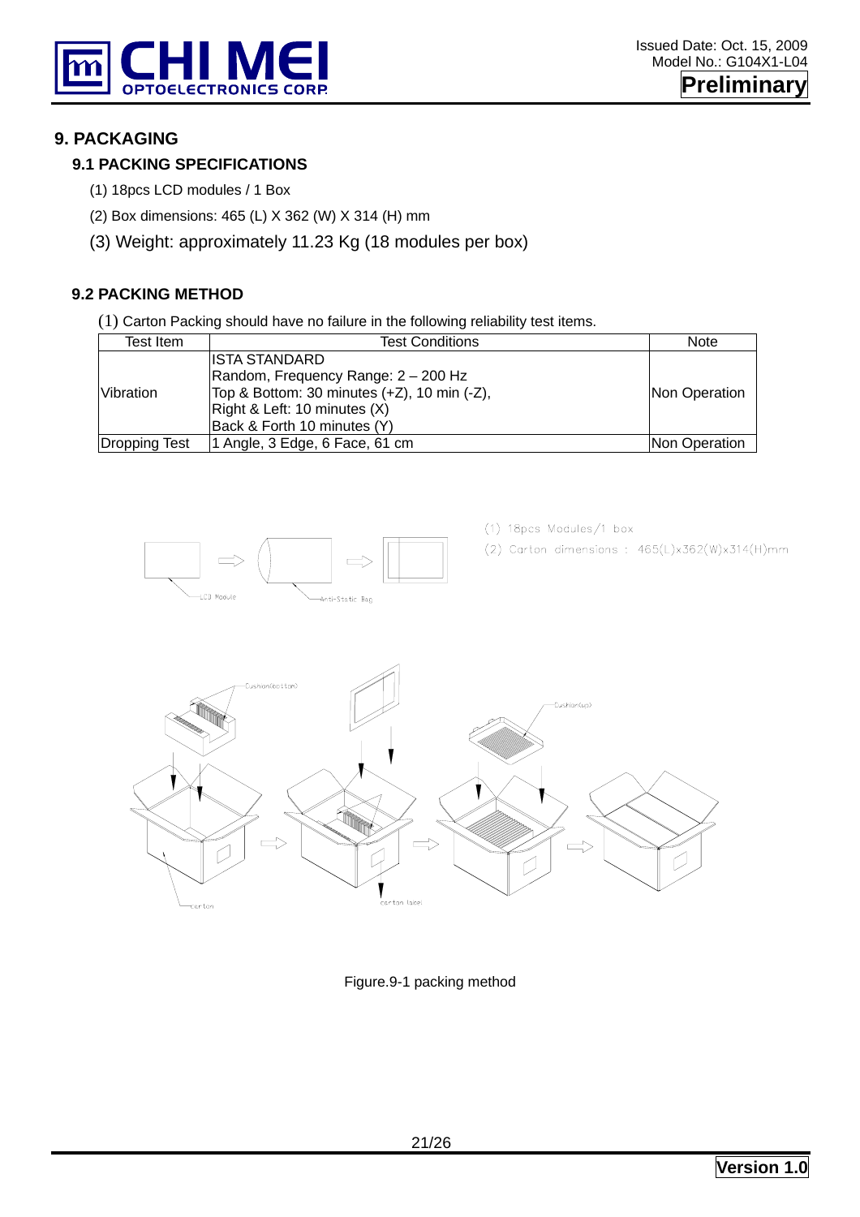# 9. PACKAGING

## 9.1 PACKING SPECIFICATIONS

(1) 18pcs LCD modules / 1 Box

(2) Box dimensions: 465 (L) X 362 (W) X 314 (H) mm

(3) Weight: approximately 11.23 Kg (18 modules per box)

## 9.2 PACKING METHOD

(1) Carton Packing should have no failure in the following reliability test items.

| Test Item | Test Conditions | Note |
|---|---|---|
| Vibration | ISTA STANDARD<br>Random, Frequency Range: 2 – 200 Hz<br>Top & Bottom: 30 minutes (+Z), 10 min (-Z),<br>Right & Left: 10 minutes (X)<br>Back & Forth 10 minutes (Y) | Non Operation |
| Dropping Test | 1 Angle, 3 Edge, 6 Face, 61 cm | Non Operation |

(1) 18pcs Modules/1 box

(2) Carton dimensions : 465(L)x362(W)x314(H)mm

Figure.9-1 packing method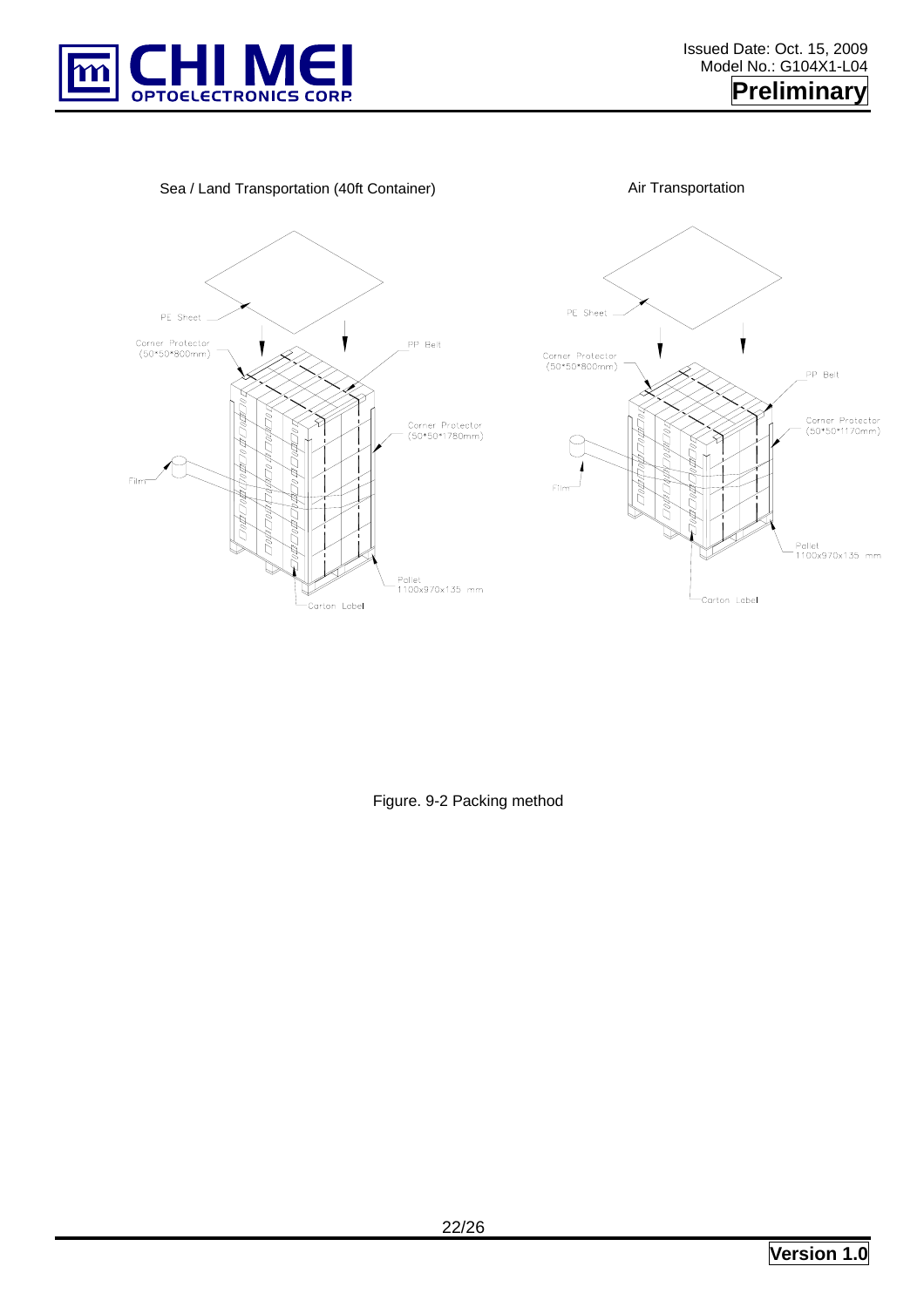Sea / Land Transportation (40ft Container)

Air Transportation

PE Sheet

Corner Protector (50*50*800mm)

PP Belt

Corner Protector (50*50*1780mm)

Film

Pallet 1100x970x135 mm

Carton Label

PE Sheet

Corner Protector (50*50*800mm)

PP Belt

Corner Protector (50*50*1170mm)

Film

Pallet 1100x970x135 mm

Carton Label

Figure. 9-2 Packing method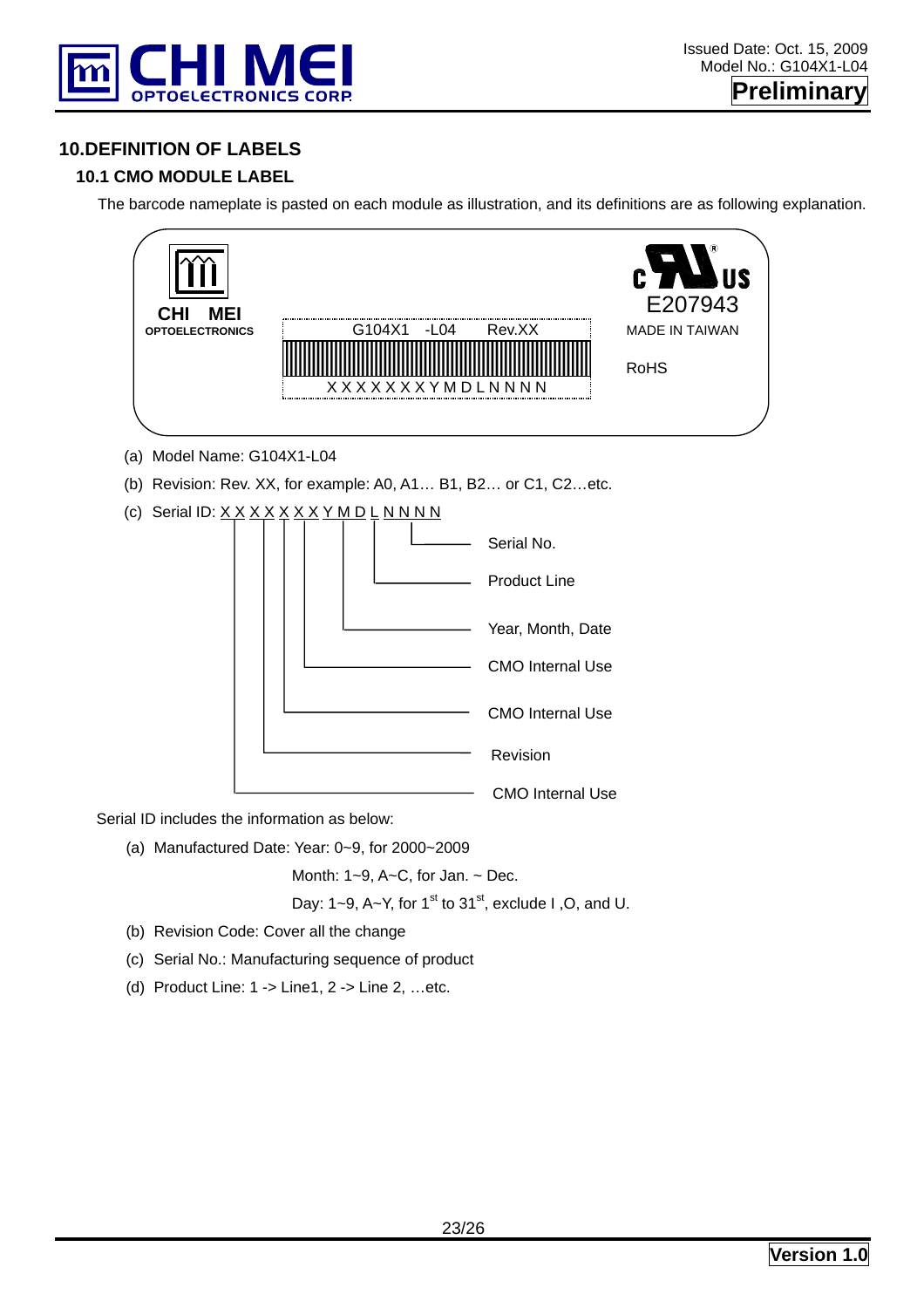## 10.DEFINITION OF LABELS

### 10.1 CMO MODULE LABEL

The barcode nameplate is pasted on each module as illustration, and its definitions are as following explanation.

CHI MEI
OPTOELECTRONICS

G104X1 -L04 Rev.XX

X X X X X X X Y M D L N N N N

E207943
MADE IN TAIWAN

RoHS

(a) Model Name: G104X1-L04

(b) Revision: Rev. XX, for example: A0, A1… B1, B2… or C1, C2…etc.

(c) Serial ID: X X X X X X X Y M D L N N N N

- N N N N: Serial No.
- L: Product Line
- Y M D: Year, Month, Date
- X X: CMO Internal Use
- X: CMO Internal Use
- X: Revision
- X X: CMO Internal Use

Serial ID includes the information as below:

(a) Manufactured Date: Year: 0~9, for 2000~2009

Month: 1~9, A~C, for Jan. ~ Dec.

Day: 1~9, A~Y, for 1st to 31st, exclude I ,O, and U.

(b) Revision Code: Cover all the change

(c) Serial No.: Manufacturing sequence of product

(d) Product Line: 1 -> Line1, 2 -> Line 2, …etc.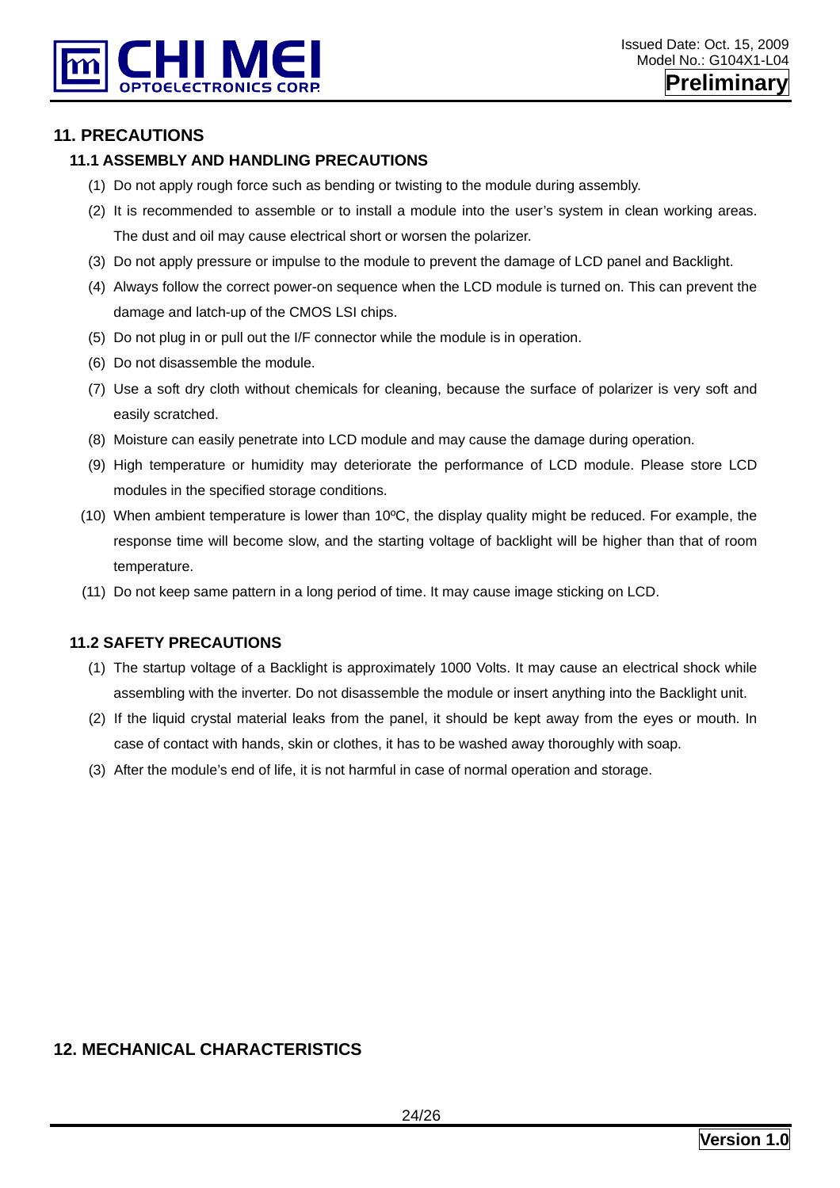## 11. PRECAUTIONS

### 11.1 ASSEMBLY AND HANDLING PRECAUTIONS

(1) Do not apply rough force such as bending or twisting to the module during assembly.

(2) It is recommended to assemble or to install a module into the user's system in clean working areas. The dust and oil may cause electrical short or worsen the polarizer.

(3) Do not apply pressure or impulse to the module to prevent the damage of LCD panel and Backlight.

(4) Always follow the correct power-on sequence when the LCD module is turned on. This can prevent the damage and latch-up of the CMOS LSI chips.

(5) Do not plug in or pull out the I/F connector while the module is in operation.

(6) Do not disassemble the module.

(7) Use a soft dry cloth without chemicals for cleaning, because the surface of polarizer is very soft and easily scratched.

(8) Moisture can easily penetrate into LCD module and may cause the damage during operation.

(9) High temperature or humidity may deteriorate the performance of LCD module. Please store LCD modules in the specified storage conditions.

(10) When ambient temperature is lower than 10ºC, the display quality might be reduced. For example, the response time will become slow, and the starting voltage of backlight will be higher than that of room temperature.

(11) Do not keep same pattern in a long period of time. It may cause image sticking on LCD.

### 11.2 SAFETY PRECAUTIONS

(1) The startup voltage of a Backlight is approximately 1000 Volts. It may cause an electrical shock while assembling with the inverter. Do not disassemble the module or insert anything into the Backlight unit.

(2) If the liquid crystal material leaks from the panel, it should be kept away from the eyes or mouth. In case of contact with hands, skin or clothes, it has to be washed away thoroughly with soap.

(3) After the module's end of life, it is not harmful in case of normal operation and storage.

## 12. MECHANICAL CHARACTERISTICS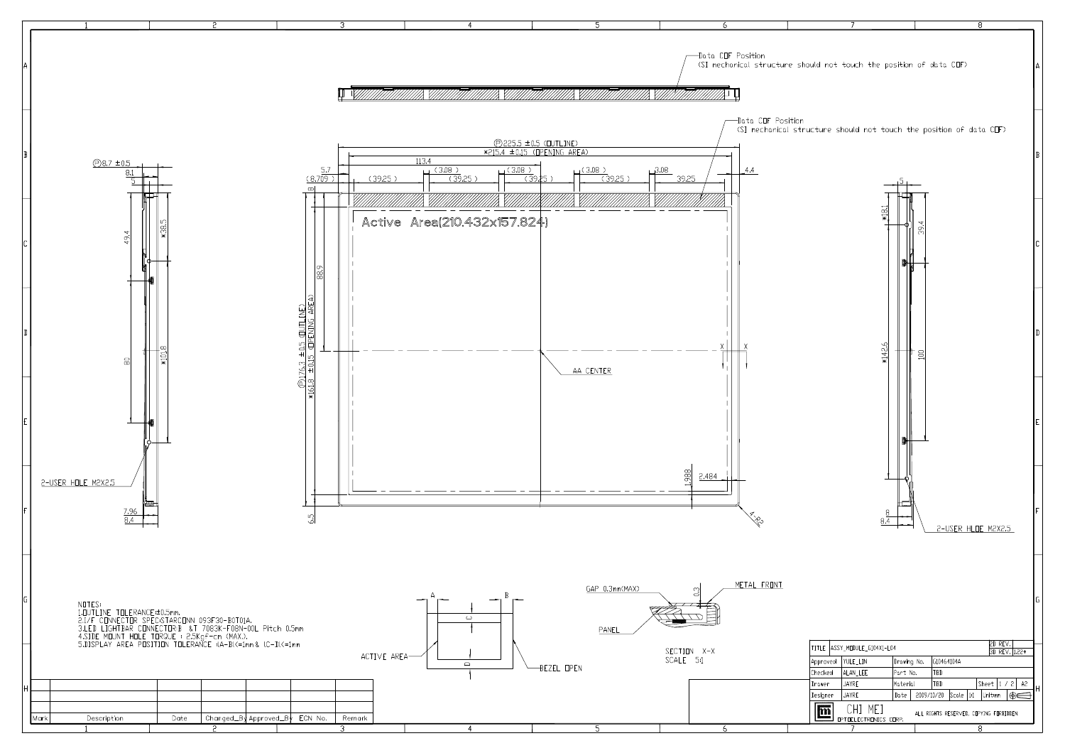Data COF Position
(SI mechanical structure should not touch the position of data COF)

Active Area(210.432x157.824)

AA CENTER

2-USER HOLE M2X2.5

NOTES:
1.OUTLINE TOLERANCE±0.5mm.
2.I/F CONNECTOR SPEC:STARCONN 093F30-B0T01A.
3.LED LIGHTBAR CONNECTOR:B &T 7083K-F08N-00L Pitch 0.5mm
4.SIDE MOUNT HOLE TORQUE : 2.5Kgf-cm (MAX.).
5.DISPLAY AREA POSITION TOLERANCE &A-B|<=1mm & |C-D|<=1mm

ACTIVE AREA

BEZEL OPEN

GAP 0.3mm(MAX)

METAL FRONT

PANEL

SECTION X-X
SCALE 5:1

| TITLE | ASSY_MODULE_G104X1-L04 | | | 2D REV. | |
|---|---|---|---|---|---|
| | | | | 3D REV. | 122+ |
| Approved | YULE_LIN | Drawing No. | G10464104A | | |
| Checked | ALAN_LEE | Part No. | TBD | | |
| Drawer | JAYRE | Material | TBD | Sheet | 1 / 2 A2 |
| Designer | JAYRE | Date | 2009/10/20 | Scale 1:1 | Unit:mm |

CHI MEI OPTOELECTRONICS CORP. ALL RIGHTS RESERVED, COPYING FORBIDDEN

| Mark | Description | Date | Changed_By | Approved_By | ECN No. | Remark |
|---|---|---|---|---|---|---|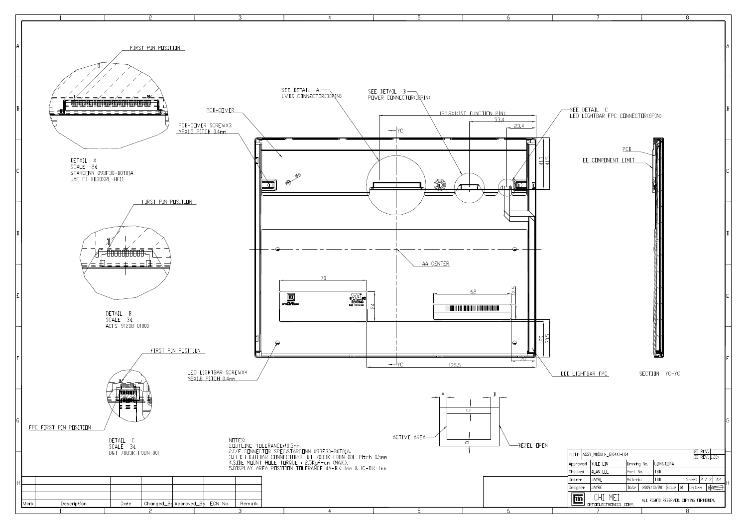FIRST PIN POSITION

DETAIL A
SCALE 2:1
STARCONN 093F30-B0T01A
JAE FI-XB30SRL-HF11

FIRST PIN POSITION

DETAIL B
SCALE 3:1
ACES 91208-01000

FIRST PIN POSITION

FPC FIRST PIN POSITION

DETAIL C
SCALE 3:1
B&T 7083K-F08N-00L

SEE DETAIL A
LVDS CONNECTOR(30PIN)

SEE DETAIL B
POWER CONNECTOR(10PIN)

SEE DETAIL C
LED LIGHTBAR FPC CONNECTOR(8PIN)

PCB-COVER

PCB-COVER SCREWX3
M2X1.5 PITCH 0.4mm

125.9±1(1ST FUNCTION PIN)
53.4
23.4
41.3
41.5
YC
AA CENTER
70
24
62
12.5
29
30.5
20
135.5
YC

LED LIGHTBAR SCREWX4
M2X1.8 PITCH 0.4mm

LED LIGHTBAR FPC

PCB
EE COMPONENT LIMIT

SECTION YC-YC

A
B
C
D
ACTIVE AREA
BEZEL OPEN

NOTES:
1.OUTLINE TOLERANCE±0.5mm.
2.I/F CONNECTOR SPEC:STARCONN 093F30-B0T01A.
3.LED LIGHTBAR CONNECTOR:B &T 7083K-F08N-00L Pitch 0.5mm
4.SIDE MOUNT HOLE TORQUE : 2.5Kgf-cm (MAX).
5.DISPLAY AREA POSITION TOLERANCE :|A-B|<=1mm & |C-D|<=1mm

| Mark | Description | Date | Changed_By | Approved_By | ECN No. | Remark |
|---|---|---|---|---|---|---|

| | | | | | | | |
|---|---|---|---|---|---|---|---|
| TITLE | ASSY_MODULE_G104X1-L04 | | | 2D REV. | | | |
| | | | | 3D REV. | 1.22+ | | |
| Approved | YULE_LIN | Drawing No. | G104G4104A | | | | |
| Checked | ALAN_LEE | Part No. | TBD | | | | |
| Drawer | JAYRE | Material | TBD | Sheet | 2 / 2 | A2 | |
| Designer | JAYRE | Date | 2009/10/20 | Scale | 1:1 | Unit:mm | |

CHI MEI OPTOELECTRONICS CORP.
ALL RIGHTS RESERVED, COPYING FORBIDDEN.